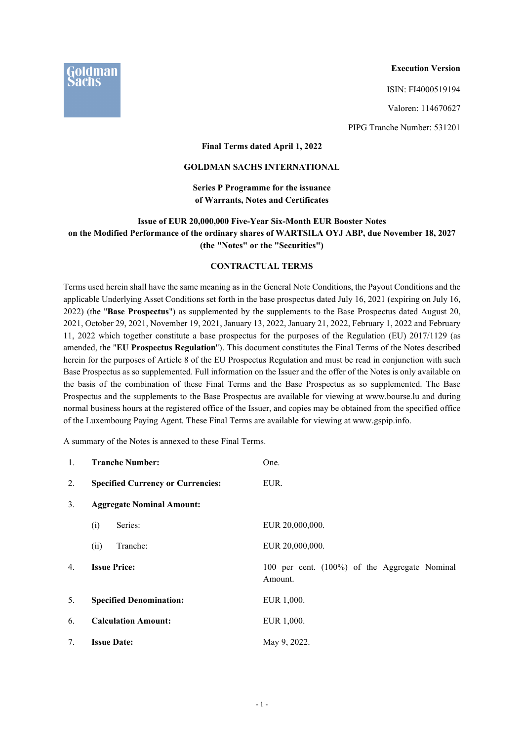**Execution Version**

ISIN: FI4000519194

Valoren: 114670627

PIPG Tranche Number: 531201

**Final Terms dated April 1, 2022**

**GOLDMAN SACHS INTERNATIONAL**

**Series P Programme for the issuance of Warrants, Notes and Certificates**

**Issue of EUR 20,000,000 Five-Year Six-Month EUR Booster Notes on the Modified Performance of the ordinary shares of WARTSILA OYJ ABP, due November 18, 2027 (the "Notes" or the "Securities")**

**CONTRACTUAL TERMS**

Terms used herein shall have the same meaning as in the General Note Conditions, the Payout Conditions and the applicable Underlying Asset Conditions set forth in the base prospectus dated July 16, 2021 (expiring on July 16, 2022) (the "**Base Prospectus**") as supplemented by the supplements to the Base Prospectus dated August 20, 2021, October 29, 2021, November 19, 2021, January 13, 2022, January 21, 2022, February 1, 2022 and February 11, 2022 which together constitute a base prospectus for the purposes of the Regulation (EU) 2017/1129 (as amended, the "**EU Prospectus Regulation**"). This document constitutes the Final Terms of the Notes described herein for the purposes of Article 8 of the EU Prospectus Regulation and must be read in conjunction with such Base Prospectus as so supplemented. Full information on the Issuer and the offer of the Notes is only available on the basis of the combination of these Final Terms and the Base Prospectus as so supplemented. The Base Prospectus and the supplements to the Base Prospectus are available for viewing at www.bourse.lu and during normal business hours at the registered office of the Issuer, and copies may be obtained from the specified office of the Luxembourg Paying Agent. These Final Terms are available for viewing at www.gspip.info.

A summary of the Notes is annexed to these Final Terms.

1. **Tranche Number:** One.

2. **Specified Currency or Currencies:** EUR.

3. **Aggregate Nominal Amount:**

   (i) Series: EUR 20,000,000.

   (ii) Tranche: EUR 20,000,000.

4. **Issue Price:** 100 per cent. (100%) of the Aggregate Nominal Amount.

5. **Specified Denomination:** EUR 1,000.

6. **Calculation Amount:** EUR 1,000.

7. **Issue Date:** May 9, 2022.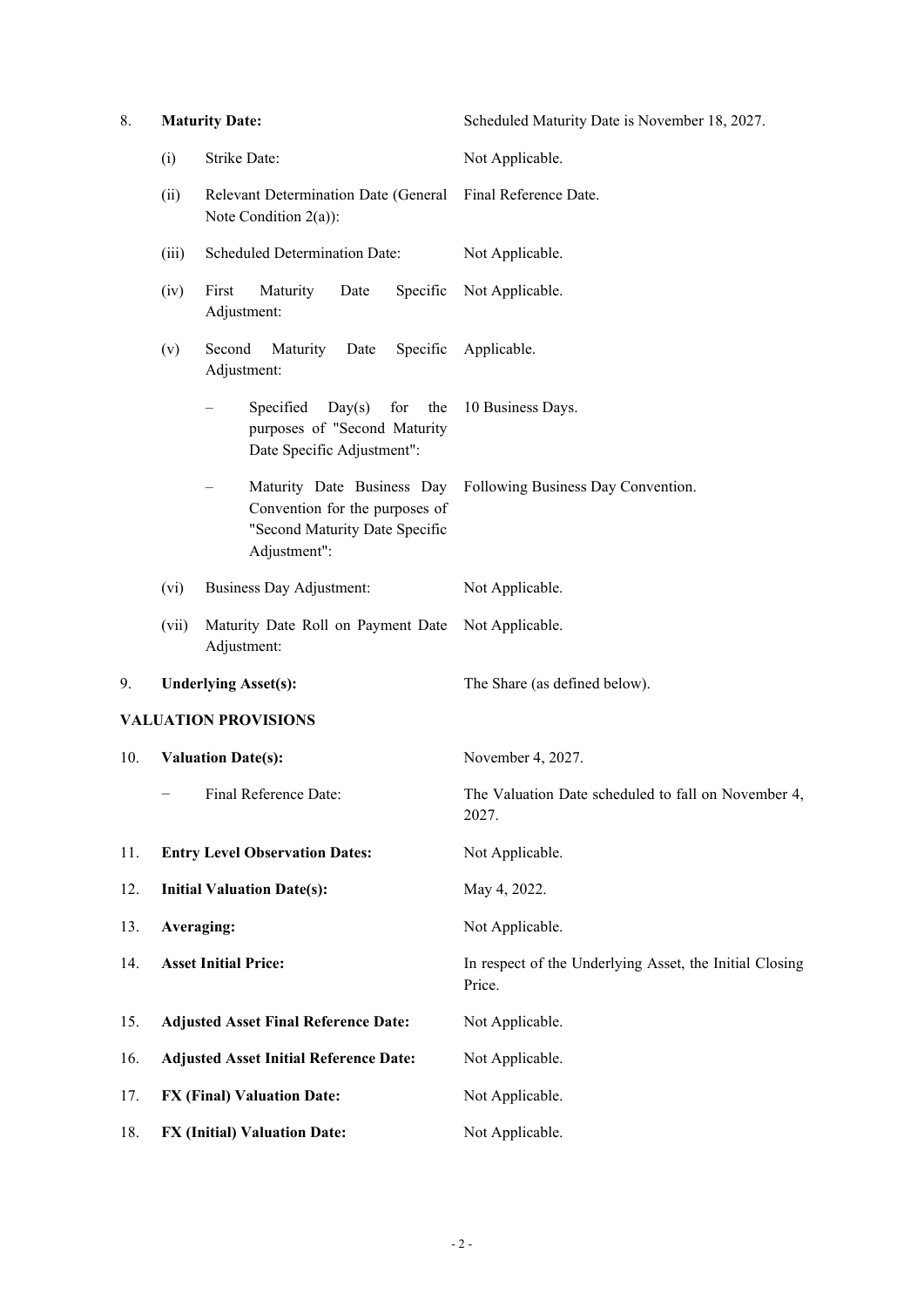8. **Maturity Date:** Scheduled Maturity Date is November 18, 2027.

   (i) Strike Date: Not Applicable.

   (ii) Relevant Determination Date (General Note Condition 2(a)): Final Reference Date.

   (iii) Scheduled Determination Date: Not Applicable.

   (iv) First Maturity Date Specific Adjustment: Not Applicable.

   (v) Second Maturity Date Specific Adjustment: Applicable.

   – Specified Day(s) for the purposes of "Second Maturity Date Specific Adjustment": 10 Business Days.

   – Maturity Date Business Day Convention for the purposes of "Second Maturity Date Specific Adjustment": Following Business Day Convention.

   (vi) Business Day Adjustment: Not Applicable.

   (vii) Maturity Date Roll on Payment Date Adjustment: Not Applicable.

9. **Underlying Asset(s):** The Share (as defined below).

**VALUATION PROVISIONS**

10. **Valuation Date(s):** November 4, 2027.

    − Final Reference Date: The Valuation Date scheduled to fall on November 4, 2027.

11. **Entry Level Observation Dates:** Not Applicable.

12. **Initial Valuation Date(s):** May 4, 2022.

13. **Averaging:** Not Applicable.

14. **Asset Initial Price:** In respect of the Underlying Asset, the Initial Closing Price.

15. **Adjusted Asset Final Reference Date:** Not Applicable.

16. **Adjusted Asset Initial Reference Date:** Not Applicable.

17. **FX (Final) Valuation Date:** Not Applicable.

18. **FX (Initial) Valuation Date:** Not Applicable.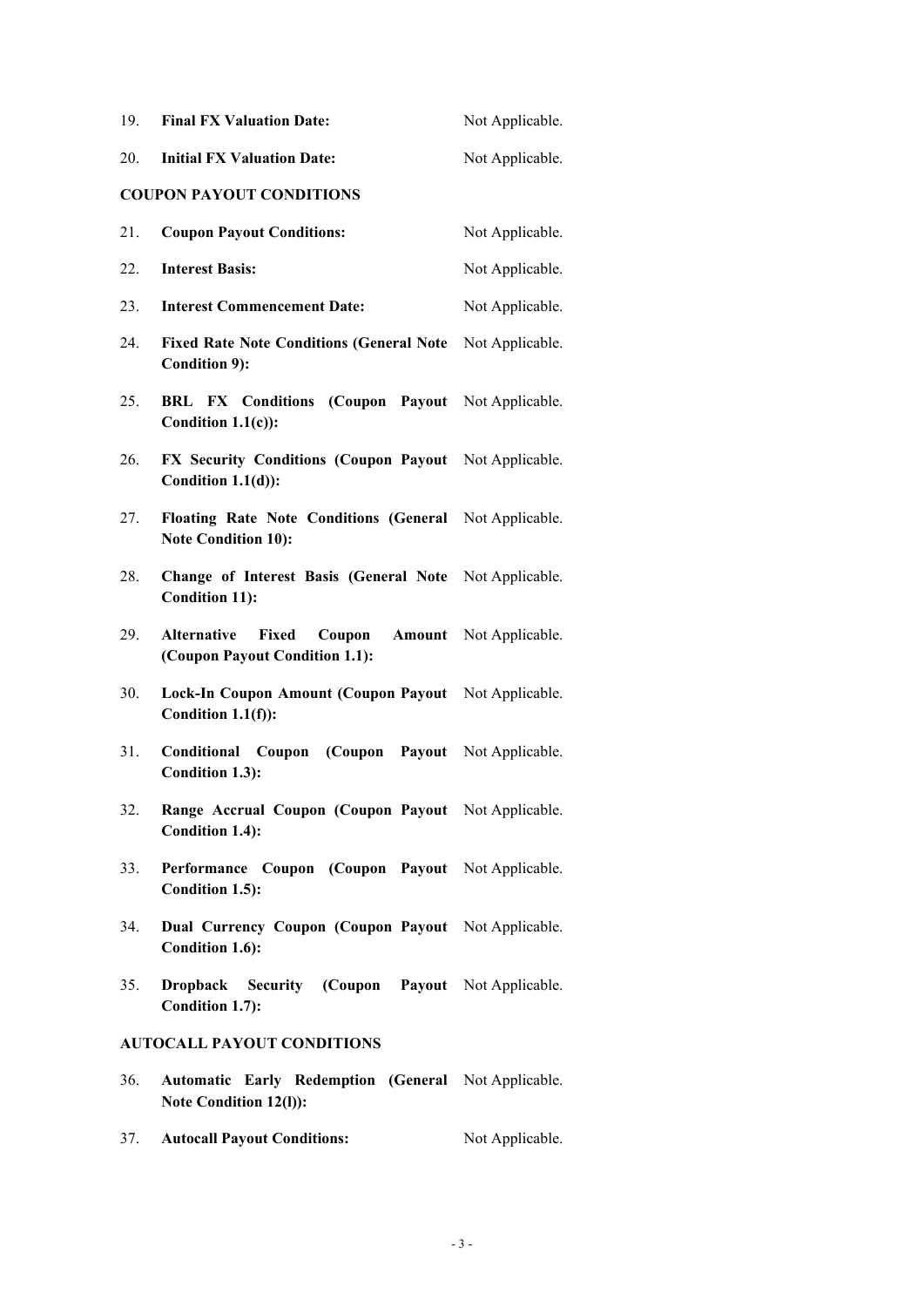| | | |
|---|---|---|
| 19. | **Final FX Valuation Date:** | Not Applicable. |
| 20. | **Initial FX Valuation Date:** | Not Applicable. |

**COUPON PAYOUT CONDITIONS**

| | | |
|---|---|---|
| 21. | **Coupon Payout Conditions:** | Not Applicable. |
| 22. | **Interest Basis:** | Not Applicable. |
| 23. | **Interest Commencement Date:** | Not Applicable. |
| 24. | **Fixed Rate Note Conditions (General Note Condition 9):** | Not Applicable. |
| 25. | **BRL FX Conditions (Coupon Payout Condition 1.1(c)):** | Not Applicable. |
| 26. | **FX Security Conditions (Coupon Payout Condition 1.1(d)):** | Not Applicable. |
| 27. | **Floating Rate Note Conditions (General Note Condition 10):** | Not Applicable. |
| 28. | **Change of Interest Basis (General Note Condition 11):** | Not Applicable. |
| 29. | **Alternative Fixed Coupon Amount (Coupon Payout Condition 1.1):** | Not Applicable. |
| 30. | **Lock-In Coupon Amount (Coupon Payout Condition 1.1(f)):** | Not Applicable. |
| 31. | **Conditional Coupon (Coupon Payout Condition 1.3):** | Not Applicable. |
| 32. | **Range Accrual Coupon (Coupon Payout Condition 1.4):** | Not Applicable. |
| 33. | **Performance Coupon (Coupon Payout Condition 1.5):** | Not Applicable. |
| 34. | **Dual Currency Coupon (Coupon Payout Condition 1.6):** | Not Applicable. |
| 35. | **Dropback Security (Coupon Payout Condition 1.7):** | Not Applicable. |

**AUTOCALL PAYOUT CONDITIONS**

| | | |
|---|---|---|
| 36. | **Automatic Early Redemption (General Note Condition 12(l)):** | Not Applicable. |
| 37. | **Autocall Payout Conditions:** | Not Applicable. |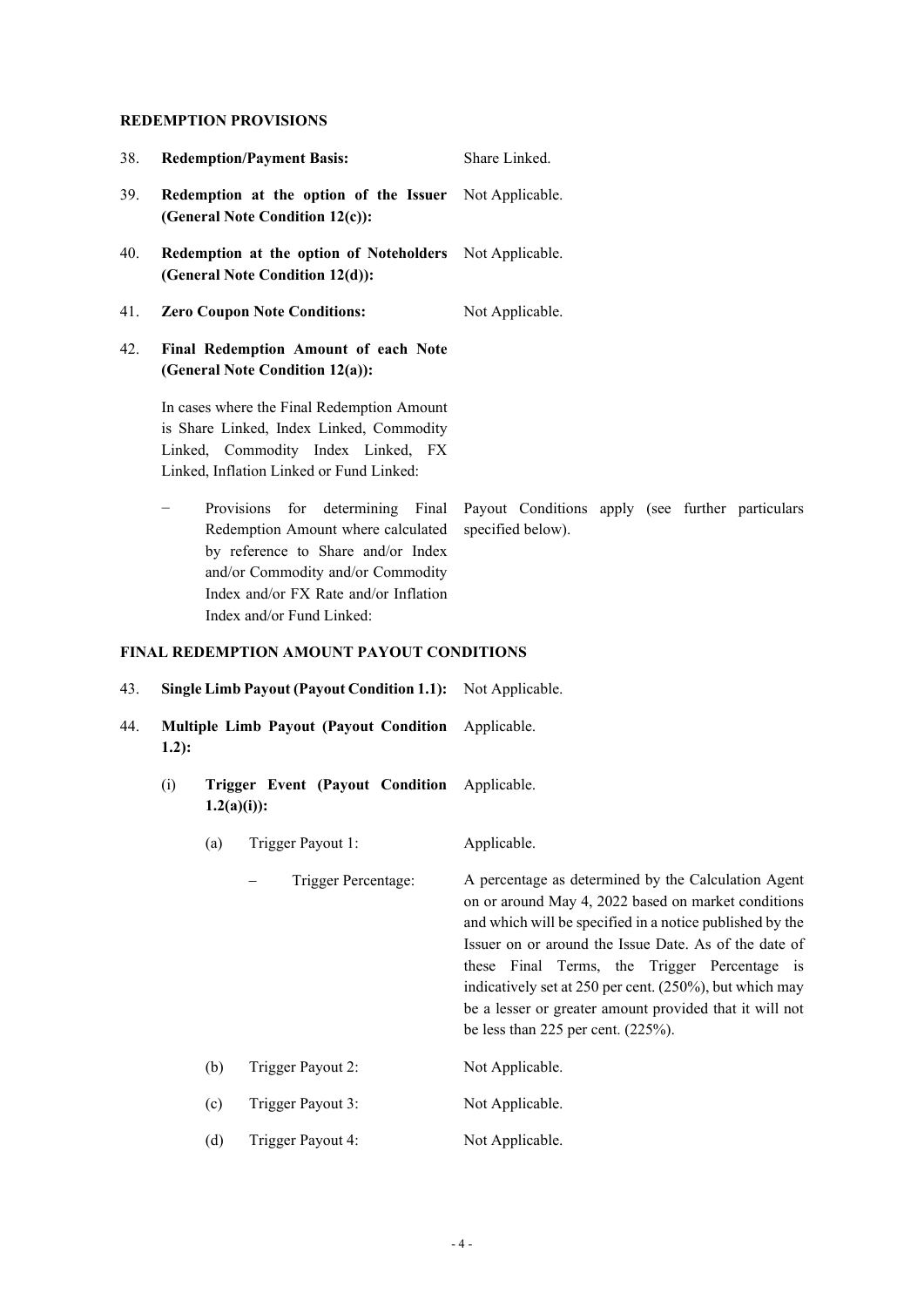**REDEMPTION PROVISIONS**

| | | |
|---|---|---|
| 38. | **Redemption/Payment Basis:** | Share Linked. |
| 39. | **Redemption at the option of the Issuer (General Note Condition 12(c)):** | Not Applicable. |
| 40. | **Redemption at the option of Noteholders (General Note Condition 12(d)):** | Not Applicable. |
| 41. | **Zero Coupon Note Conditions:** | Not Applicable. |
| 42. | **Final Redemption Amount of each Note (General Note Condition 12(a)):** | |
| | In cases where the Final Redemption Amount is Share Linked, Index Linked, Commodity Linked, Commodity Index Linked, FX Linked, Inflation Linked or Fund Linked: | |
| | − Provisions for determining Final Redemption Amount where calculated by reference to Share and/or Index and/or Commodity and/or Commodity Index and/or FX Rate and/or Inflation Index and/or Fund Linked: | Payout Conditions apply (see further particulars specified below). |

**FINAL REDEMPTION AMOUNT PAYOUT CONDITIONS**

| | | |
|---|---|---|
| 43. | **Single Limb Payout (Payout Condition 1.1):** | Not Applicable. |
| 44. | **Multiple Limb Payout (Payout Condition 1.2):** | Applicable. |
| | (i) **Trigger Event (Payout Condition 1.2(a)(i)):** | Applicable. |
| | (a) Trigger Payout 1: | Applicable. |
| | – Trigger Percentage: | A percentage as determined by the Calculation Agent on or around May 4, 2022 based on market conditions and which will be specified in a notice published by the Issuer on or around the Issue Date. As of the date of these Final Terms, the Trigger Percentage is indicatively set at 250 per cent. (250%), but which may be a lesser or greater amount provided that it will not be less than 225 per cent. (225%). |
| | (b) Trigger Payout 2: | Not Applicable. |
| | (c) Trigger Payout 3: | Not Applicable. |
| | (d) Trigger Payout 4: | Not Applicable. |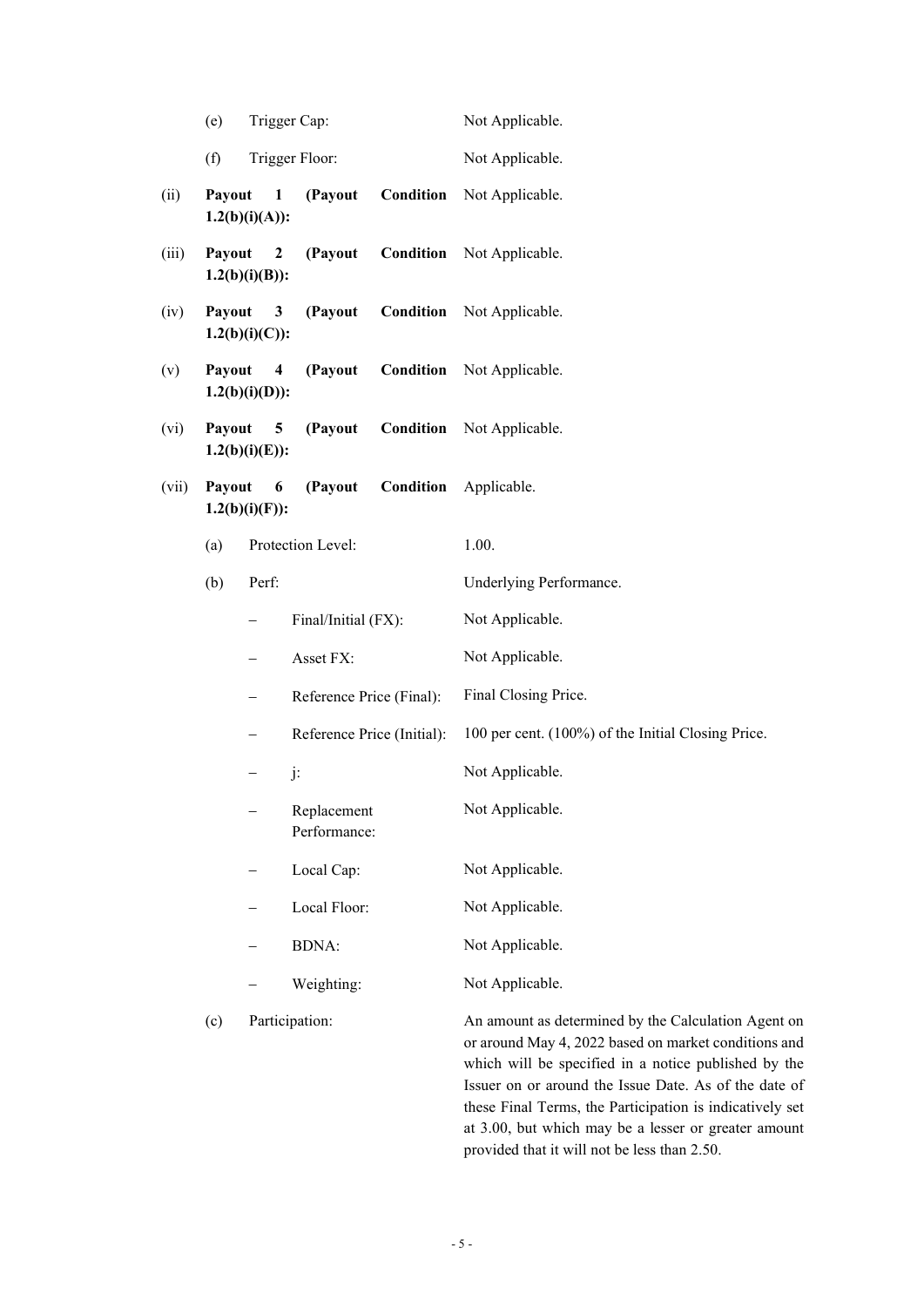| | | |
|---|---|---|
| (e) | Trigger Cap: | Not Applicable. |
| (f) | Trigger Floor: | Not Applicable. |

| | | |
|---|---|---|
| (ii) | **Payout 1 (Payout Condition 1.2(b)(i)(A)):** | Not Applicable. |
| (iii) | **Payout 2 (Payout Condition 1.2(b)(i)(B)):** | Not Applicable. |
| (iv) | **Payout 3 (Payout Condition 1.2(b)(i)(C)):** | Not Applicable. |
| (v) | **Payout 4 (Payout Condition 1.2(b)(i)(D)):** | Not Applicable. |
| (vi) | **Payout 5 (Payout Condition 1.2(b)(i)(E)):** | Not Applicable. |
| (vii) | **Payout 6 (Payout Condition 1.2(b)(i)(F)):** | Applicable. |

| | | |
|---|---|---|
| (a) | Protection Level: | 1.00. |
| (b) | Perf: | Underlying Performance. |
| | – Final/Initial (FX): | Not Applicable. |
| | – Asset FX: | Not Applicable. |
| | – Reference Price (Final): | Final Closing Price. |
| | – Reference Price (Initial): | 100 per cent. (100%) of the Initial Closing Price. |
| | – j: | Not Applicable. |
| | – Replacement Performance: | Not Applicable. |
| | – Local Cap: | Not Applicable. |
| | – Local Floor: | Not Applicable. |
| | – BDNA: | Not Applicable. |
| | – Weighting: | Not Applicable. |
| (c) | Participation: | An amount as determined by the Calculation Agent on or around May 4, 2022 based on market conditions and which will be specified in a notice published by the Issuer on or around the Issue Date. As of the date of these Final Terms, the Participation is indicatively set at 3.00, but which may be a lesser or greater amount provided that it will not be less than 2.50. |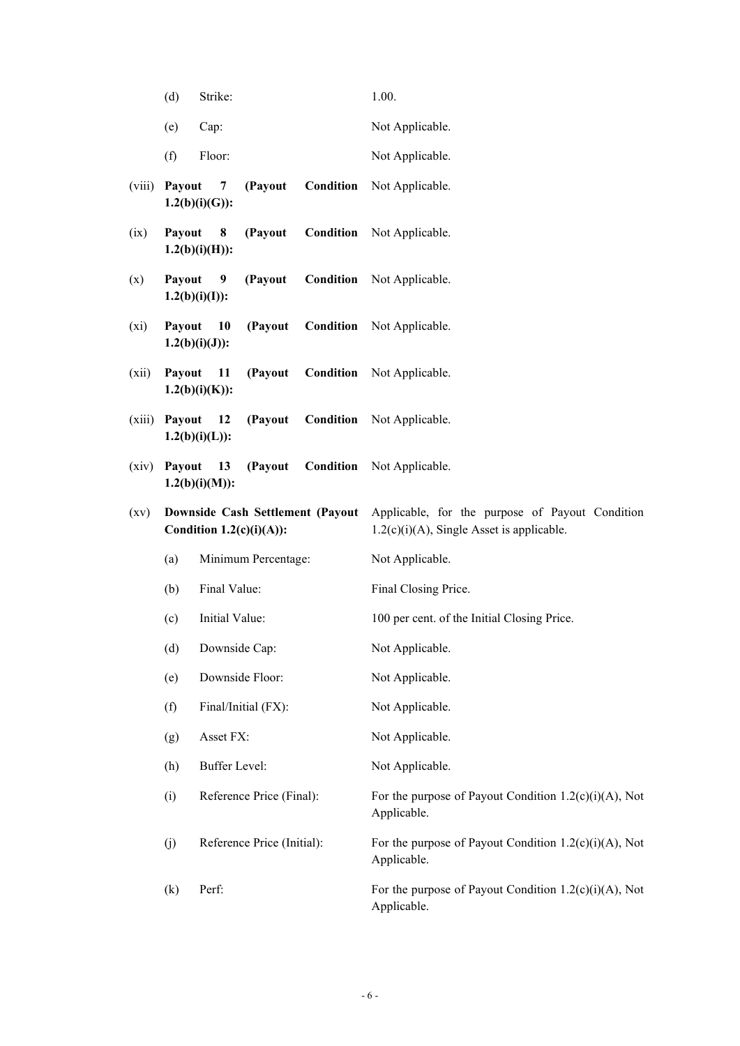| | | |
|---|---|---|
| (d) | Strike: | 1.00. |
| (e) | Cap: | Not Applicable. |
| (f) | Floor: | Not Applicable. |
| (viii) | **Payout 7 (Payout Condition 1.2(b)(i)(G)):** | Not Applicable. |
| (ix) | **Payout 8 (Payout Condition 1.2(b)(i)(H)):** | Not Applicable. |
| (x) | **Payout 9 (Payout Condition 1.2(b)(i)(I)):** | Not Applicable. |
| (xi) | **Payout 10 (Payout Condition 1.2(b)(i)(J)):** | Not Applicable. |
| (xii) | **Payout 11 (Payout Condition 1.2(b)(i)(K)):** | Not Applicable. |
| (xiii) | **Payout 12 (Payout Condition 1.2(b)(i)(L)):** | Not Applicable. |
| (xiv) | **Payout 13 (Payout Condition 1.2(b)(i)(M)):** | Not Applicable. |
| (xv) | **Downside Cash Settlement (Payout Condition 1.2(c)(i)(A)):** | Applicable, for the purpose of Payout Condition 1.2(c)(i)(A), Single Asset is applicable. |
| (a) | Minimum Percentage: | Not Applicable. |
| (b) | Final Value: | Final Closing Price. |
| (c) | Initial Value: | 100 per cent. of the Initial Closing Price. |
| (d) | Downside Cap: | Not Applicable. |
| (e) | Downside Floor: | Not Applicable. |
| (f) | Final/Initial (FX): | Not Applicable. |
| (g) | Asset FX: | Not Applicable. |
| (h) | Buffer Level: | Not Applicable. |
| (i) | Reference Price (Final): | For the purpose of Payout Condition 1.2(c)(i)(A), Not Applicable. |
| (j) | Reference Price (Initial): | For the purpose of Payout Condition 1.2(c)(i)(A), Not Applicable. |
| (k) | Perf: | For the purpose of Payout Condition 1.2(c)(i)(A), Not Applicable. |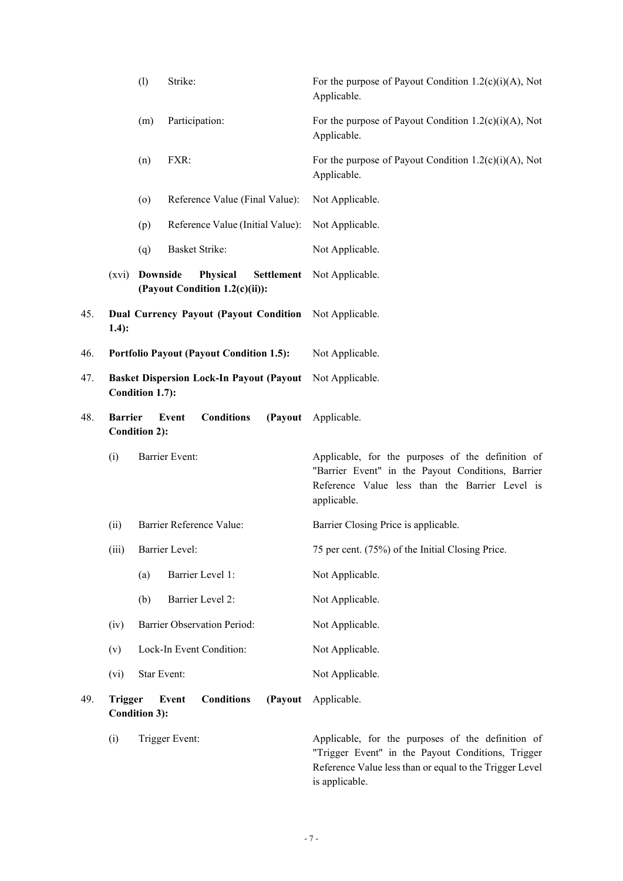| | | | |
|---|---|---|---|
| | (l) | Strike: | For the purpose of Payout Condition 1.2(c)(i)(A), Not Applicable. |
| | (m) | Participation: | For the purpose of Payout Condition 1.2(c)(i)(A), Not Applicable. |
| | (n) | FXR: | For the purpose of Payout Condition 1.2(c)(i)(A), Not Applicable. |
| | (o) | Reference Value (Final Value): | Not Applicable. |
| | (p) | Reference Value (Initial Value): | Not Applicable. |
| | (q) | Basket Strike: | Not Applicable. |
| | (xvi) | **Downside Physical Settlement (Payout Condition 1.2(c)(ii)):** | Not Applicable. |
| 45. | | **Dual Currency Payout (Payout Condition 1.4):** | Not Applicable. |
| 46. | | **Portfolio Payout (Payout Condition 1.5):** | Not Applicable. |
| 47. | | **Basket Dispersion Lock-In Payout (Payout Condition 1.7):** | Not Applicable. |
| 48. | | **Barrier Event Conditions (Payout Condition 2):** | Applicable. |
| | (i) | Barrier Event: | Applicable, for the purposes of the definition of "Barrier Event" in the Payout Conditions, Barrier Reference Value less than the Barrier Level is applicable. |
| | (ii) | Barrier Reference Value: | Barrier Closing Price is applicable. |
| | (iii) | Barrier Level: | 75 per cent. (75%) of the Initial Closing Price. |
| | | (a) Barrier Level 1: | Not Applicable. |
| | | (b) Barrier Level 2: | Not Applicable. |
| | (iv) | Barrier Observation Period: | Not Applicable. |
| | (v) | Lock-In Event Condition: | Not Applicable. |
| | (vi) | Star Event: | Not Applicable. |
| 49. | | **Trigger Event Conditions (Payout Condition 3):** | Applicable. |
| | (i) | Trigger Event: | Applicable, for the purposes of the definition of "Trigger Event" in the Payout Conditions, Trigger Reference Value less than or equal to the Trigger Level is applicable. |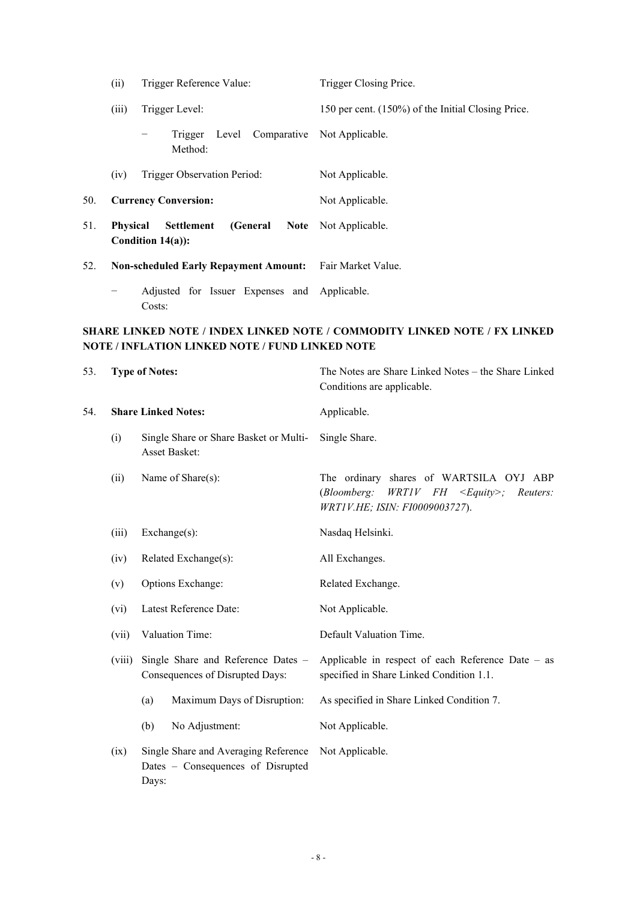| | | |
|---|---|---|
| (ii) | Trigger Reference Value: | Trigger Closing Price. |
| (iii) | Trigger Level: | 150 per cent. (150%) of the Initial Closing Price. |
| | − Trigger Level Comparative Method: | Not Applicable. |
| (iv) | Trigger Observation Period: | Not Applicable. |

| | | |
|---|---|---|
| 50. | **Currency Conversion:** | Not Applicable. |
| 51. | **Physical Settlement (General Note Condition 14(a)):** | Not Applicable. |
| 52. | **Non-scheduled Early Repayment Amount:** | Fair Market Value. |
| | − Adjusted for Issuer Expenses and Costs: | Applicable. |

**SHARE LINKED NOTE / INDEX LINKED NOTE / COMMODITY LINKED NOTE / FX LINKED NOTE / INFLATION LINKED NOTE / FUND LINKED NOTE**

| | | |
|---|---|---|
| 53. | **Type of Notes:** | The Notes are Share Linked Notes – the Share Linked Conditions are applicable. |
| 54. | **Share Linked Notes:** | Applicable. |
| (i) | Single Share or Share Basket or Multi-Asset Basket: | Single Share. |
| (ii) | Name of Share(s): | The ordinary shares of WARTSILA OYJ ABP (*Bloomberg: WRT1V FH <Equity>; Reuters: WRT1V.HE; ISIN: FI0009003727*). |
| (iii) | Exchange(s): | Nasdaq Helsinki. |
| (iv) | Related Exchange(s): | All Exchanges. |
| (v) | Options Exchange: | Related Exchange. |
| (vi) | Latest Reference Date: | Not Applicable. |
| (vii) | Valuation Time: | Default Valuation Time. |
| (viii) | Single Share and Reference Dates – Consequences of Disrupted Days: | Applicable in respect of each Reference Date – as specified in Share Linked Condition 1.1. |
| | (a) Maximum Days of Disruption: | As specified in Share Linked Condition 7. |
| | (b) No Adjustment: | Not Applicable. |
| (ix) | Single Share and Averaging Reference Dates – Consequences of Disrupted Days: | Not Applicable. |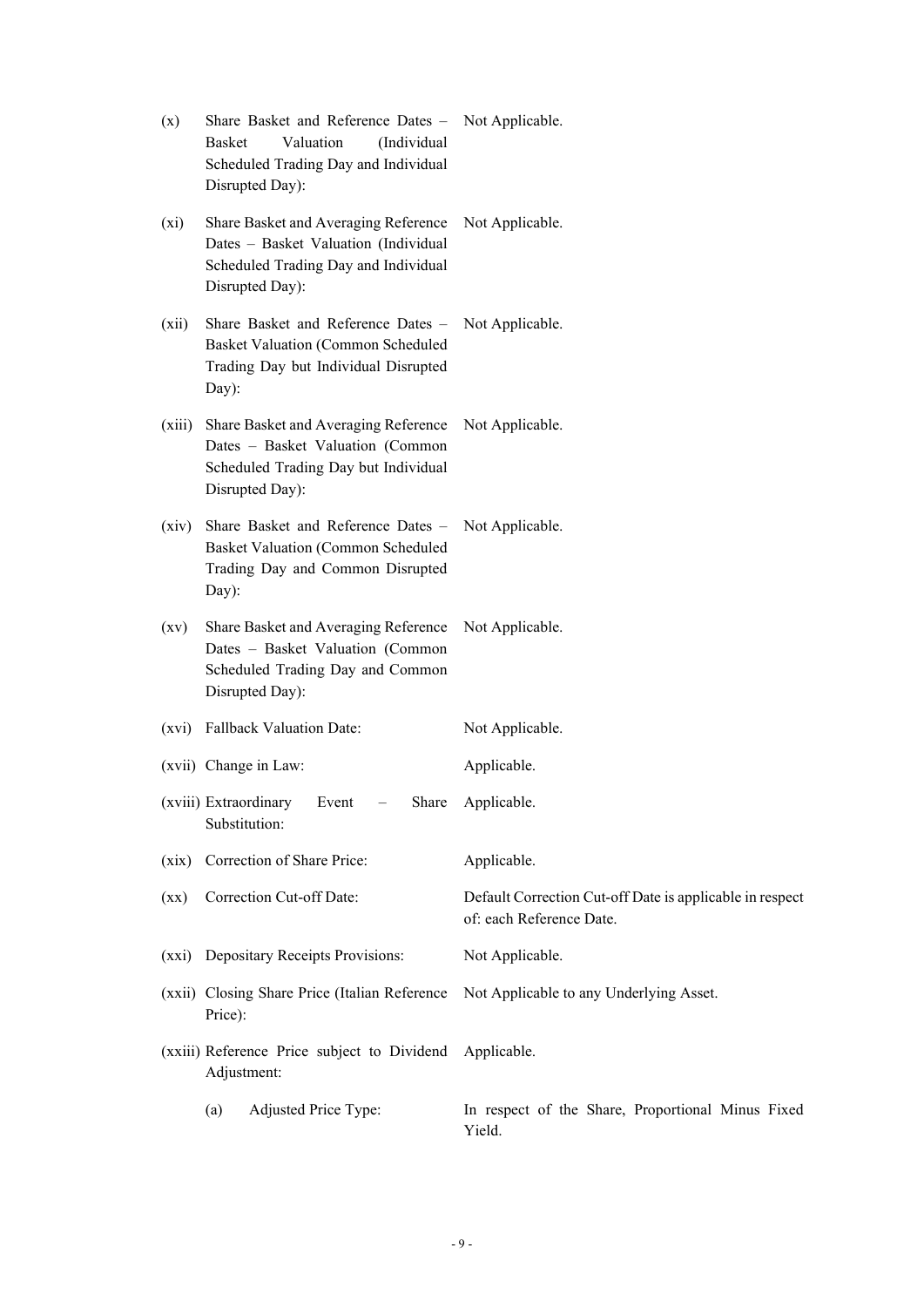| | | |
|---|---|---|
| (x) | Share Basket and Reference Dates – Basket Valuation (Individual Scheduled Trading Day and Individual Disrupted Day): | Not Applicable. |
| (xi) | Share Basket and Averaging Reference Dates – Basket Valuation (Individual Scheduled Trading Day and Individual Disrupted Day): | Not Applicable. |
| (xii) | Share Basket and Reference Dates – Basket Valuation (Common Scheduled Trading Day but Individual Disrupted Day): | Not Applicable. |
| (xiii) | Share Basket and Averaging Reference Dates – Basket Valuation (Common Scheduled Trading Day but Individual Disrupted Day): | Not Applicable. |
| (xiv) | Share Basket and Reference Dates – Basket Valuation (Common Scheduled Trading Day and Common Disrupted Day): | Not Applicable. |
| (xv) | Share Basket and Averaging Reference Dates – Basket Valuation (Common Scheduled Trading Day and Common Disrupted Day): | Not Applicable. |
| (xvi) | Fallback Valuation Date: | Not Applicable. |
| (xvii) | Change in Law: | Applicable. |
| (xviii) | Extraordinary Event – Share Substitution: | Applicable. |
| (xix) | Correction of Share Price: | Applicable. |
| (xx) | Correction Cut-off Date: | Default Correction Cut-off Date is applicable in respect of: each Reference Date. |
| (xxi) | Depositary Receipts Provisions: | Not Applicable. |
| (xxii) | Closing Share Price (Italian Reference Price): | Not Applicable to any Underlying Asset. |
| (xxiii) | Reference Price subject to Dividend Adjustment: | Applicable. |
| | (a) Adjusted Price Type: | In respect of the Share, Proportional Minus Fixed Yield. |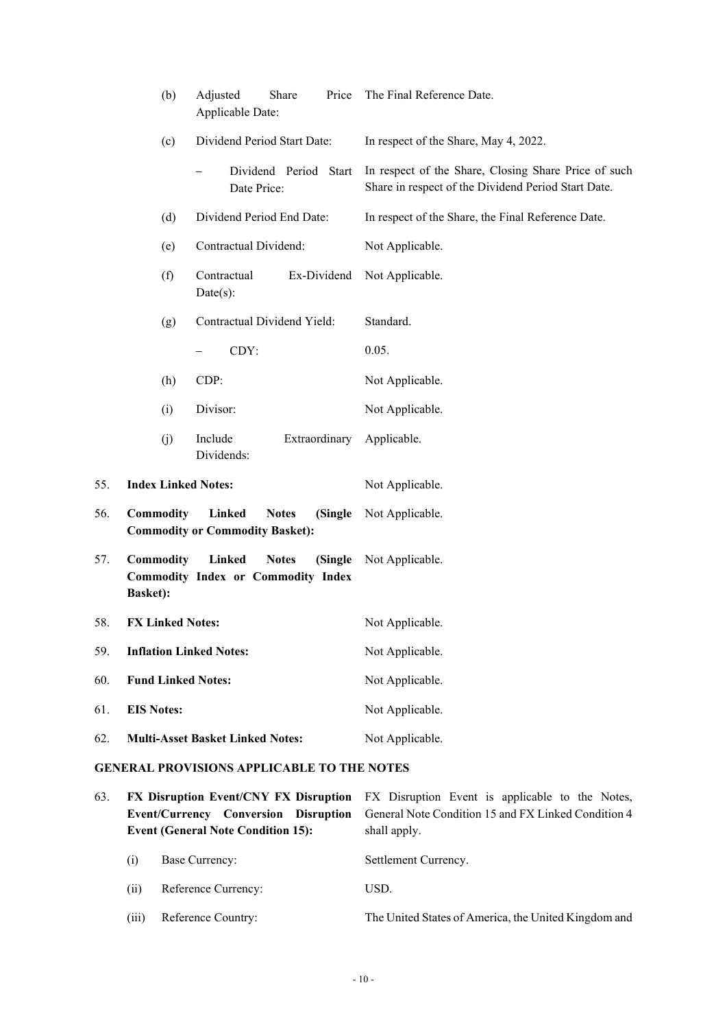| | | | |
|---|---|---|---|
| | (b) | Adjusted Share Price Applicable Date: | The Final Reference Date. |
| | (c) | Dividend Period Start Date: | In respect of the Share, May 4, 2022. |
| | | – Dividend Period Start Date Price: | In respect of the Share, Closing Share Price of such Share in respect of the Dividend Period Start Date. |
| | (d) | Dividend Period End Date: | In respect of the Share, the Final Reference Date. |
| | (e) | Contractual Dividend: | Not Applicable. |
| | (f) | Contractual Ex-Dividend Date(s): | Not Applicable. |
| | (g) | Contractual Dividend Yield: | Standard. |
| | | – CDY: | 0.05. |
| | (h) | CDP: | Not Applicable. |
| | (i) | Divisor: | Not Applicable. |
| | (j) | Include Extraordinary Dividends: | Applicable. |
| 55. | **Index Linked Notes:** | | Not Applicable. |
| 56. | **Commodity Linked Notes (Single Commodity or Commodity Basket):** | | Not Applicable. |
| 57. | **Commodity Linked Notes (Single Commodity Index or Commodity Index Basket):** | | Not Applicable. |
| 58. | **FX Linked Notes:** | | Not Applicable. |
| 59. | **Inflation Linked Notes:** | | Not Applicable. |
| 60. | **Fund Linked Notes:** | | Not Applicable. |
| 61. | **EIS Notes:** | | Not Applicable. |
| 62. | **Multi-Asset Basket Linked Notes:** | | Not Applicable. |

## GENERAL PROVISIONS APPLICABLE TO THE NOTES

| | | | |
|---|---|---|---|
| 63. | **FX Disruption Event/CNY FX Disruption Event/Currency Conversion Disruption Event (General Note Condition 15):** | | FX Disruption Event is applicable to the Notes, General Note Condition 15 and FX Linked Condition 4 shall apply. |
| | (i) | Base Currency: | Settlement Currency. |
| | (ii) | Reference Currency: | USD. |
| | (iii) | Reference Country: | The United States of America, the United Kingdom and |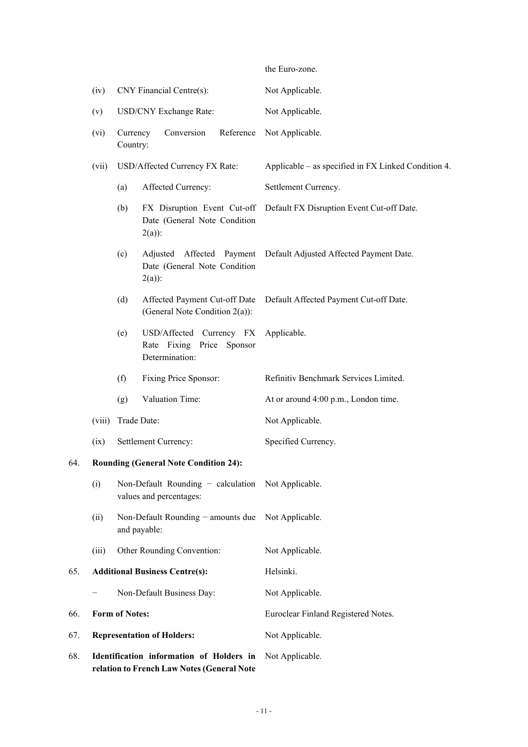| | | | |
|---|---|---|---|
| | | | the Euro-zone. |
| | (iv) | CNY Financial Centre(s): | Not Applicable. |
| | (v) | USD/CNY Exchange Rate: | Not Applicable. |
| | (vi) | Currency Conversion Reference Country: | Not Applicable. |
| | (vii) | USD/Affected Currency FX Rate: | Applicable – as specified in FX Linked Condition 4. |
| | | (a) Affected Currency: | Settlement Currency. |
| | | (b) FX Disruption Event Cut-off Date (General Note Condition 2(a)): | Default FX Disruption Event Cut-off Date. |
| | | (c) Adjusted Affected Payment Date (General Note Condition 2(a)): | Default Adjusted Affected Payment Date. |
| | | (d) Affected Payment Cut-off Date (General Note Condition 2(a)): | Default Affected Payment Cut-off Date. |
| | | (e) USD/Affected Currency FX Rate Fixing Price Sponsor Determination: | Applicable. |
| | | (f) Fixing Price Sponsor: | Refinitiv Benchmark Services Limited. |
| | | (g) Valuation Time: | At or around 4:00 p.m., London time. |
| | (viii) | Trade Date: | Not Applicable. |
| | (ix) | Settlement Currency: | Specified Currency. |
| 64. | **Rounding (General Note Condition 24):** | | |
| | (i) | Non-Default Rounding − calculation values and percentages: | Not Applicable. |
| | (ii) | Non-Default Rounding − amounts due and payable: | Not Applicable. |
| | (iii) | Other Rounding Convention: | Not Applicable. |
| 65. | **Additional Business Centre(s):** | | Helsinki. |
| | − | Non-Default Business Day: | Not Applicable. |
| 66. | **Form of Notes:** | | Euroclear Finland Registered Notes. |
| 67. | **Representation of Holders:** | | Not Applicable. |
| 68. | **Identification information of Holders in relation to French Law Notes (General Note** | | Not Applicable. |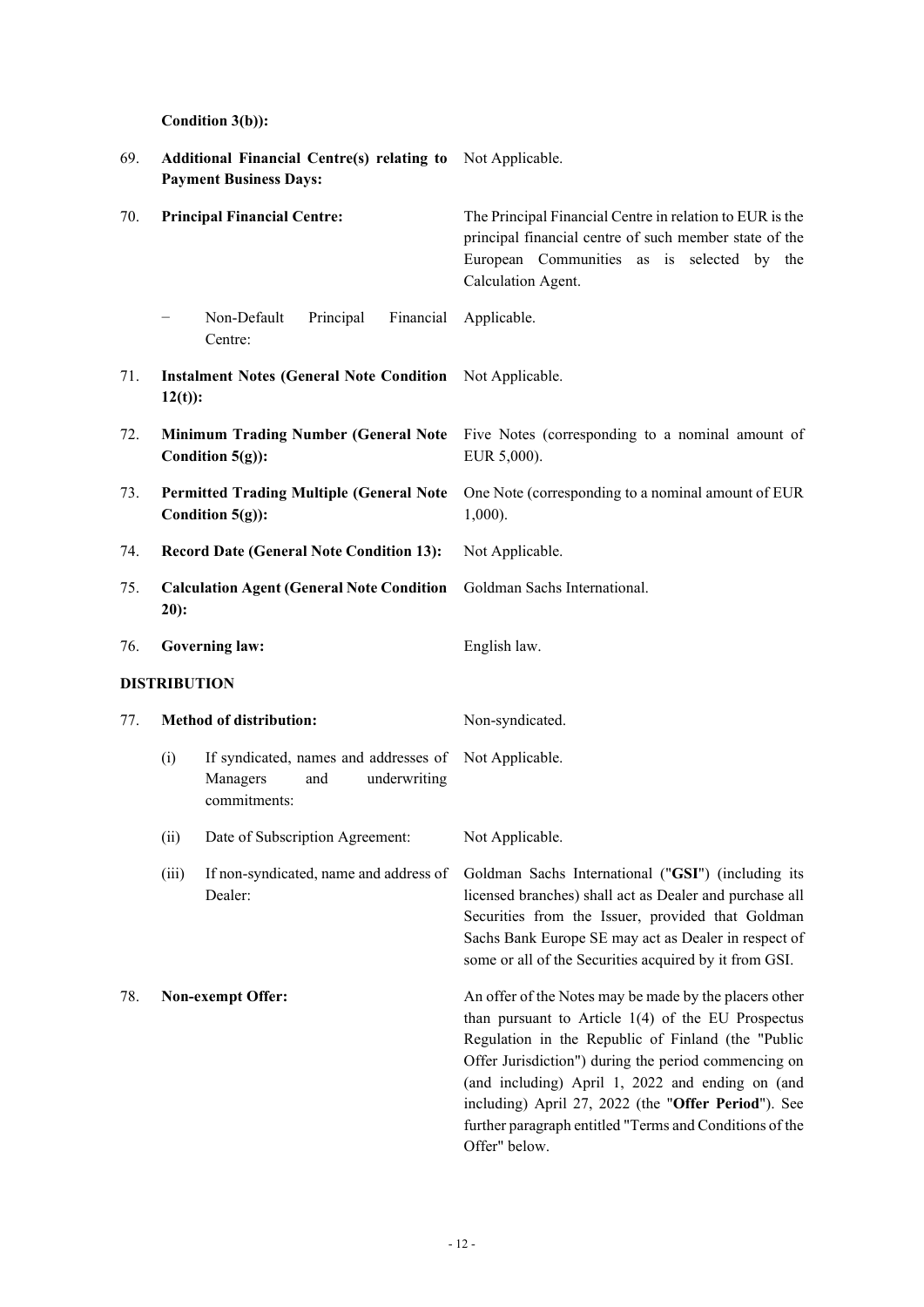**Condition 3(b)):**

| | | |
|---|---|---|
| 69. | **Additional Financial Centre(s) relating to Payment Business Days:** | Not Applicable. |
| 70. | **Principal Financial Centre:** | The Principal Financial Centre in relation to EUR is the principal financial centre of such member state of the European Communities as is selected by the Calculation Agent. |
| | − Non-Default Principal Financial Centre: | Applicable. |
| 71. | **Instalment Notes (General Note Condition 12(t)):** | Not Applicable. |
| 72. | **Minimum Trading Number (General Note Condition 5(g)):** | Five Notes (corresponding to a nominal amount of EUR 5,000). |
| 73. | **Permitted Trading Multiple (General Note Condition 5(g)):** | One Note (corresponding to a nominal amount of EUR 1,000). |
| 74. | **Record Date (General Note Condition 13):** | Not Applicable. |
| 75. | **Calculation Agent (General Note Condition 20):** | Goldman Sachs International. |
| 76. | **Governing law:** | English law. |

**DISTRIBUTION**

| | | |
|---|---|---|
| 77. | **Method of distribution:** | Non-syndicated. |
| | (i) If syndicated, names and addresses of Managers and underwriting commitments: | Not Applicable. |
| | (ii) Date of Subscription Agreement: | Not Applicable. |
| | (iii) If non-syndicated, name and address of Dealer: | Goldman Sachs International ("**GSI**") (including its licensed branches) shall act as Dealer and purchase all Securities from the Issuer, provided that Goldman Sachs Bank Europe SE may act as Dealer in respect of some or all of the Securities acquired by it from GSI. |
| 78. | **Non-exempt Offer:** | An offer of the Notes may be made by the placers other than pursuant to Article 1(4) of the EU Prospectus Regulation in the Republic of Finland (the "Public Offer Jurisdiction") during the period commencing on (and including) April 1, 2022 and ending on (and including) April 27, 2022 (the "**Offer Period**"). See further paragraph entitled "Terms and Conditions of the Offer" below. |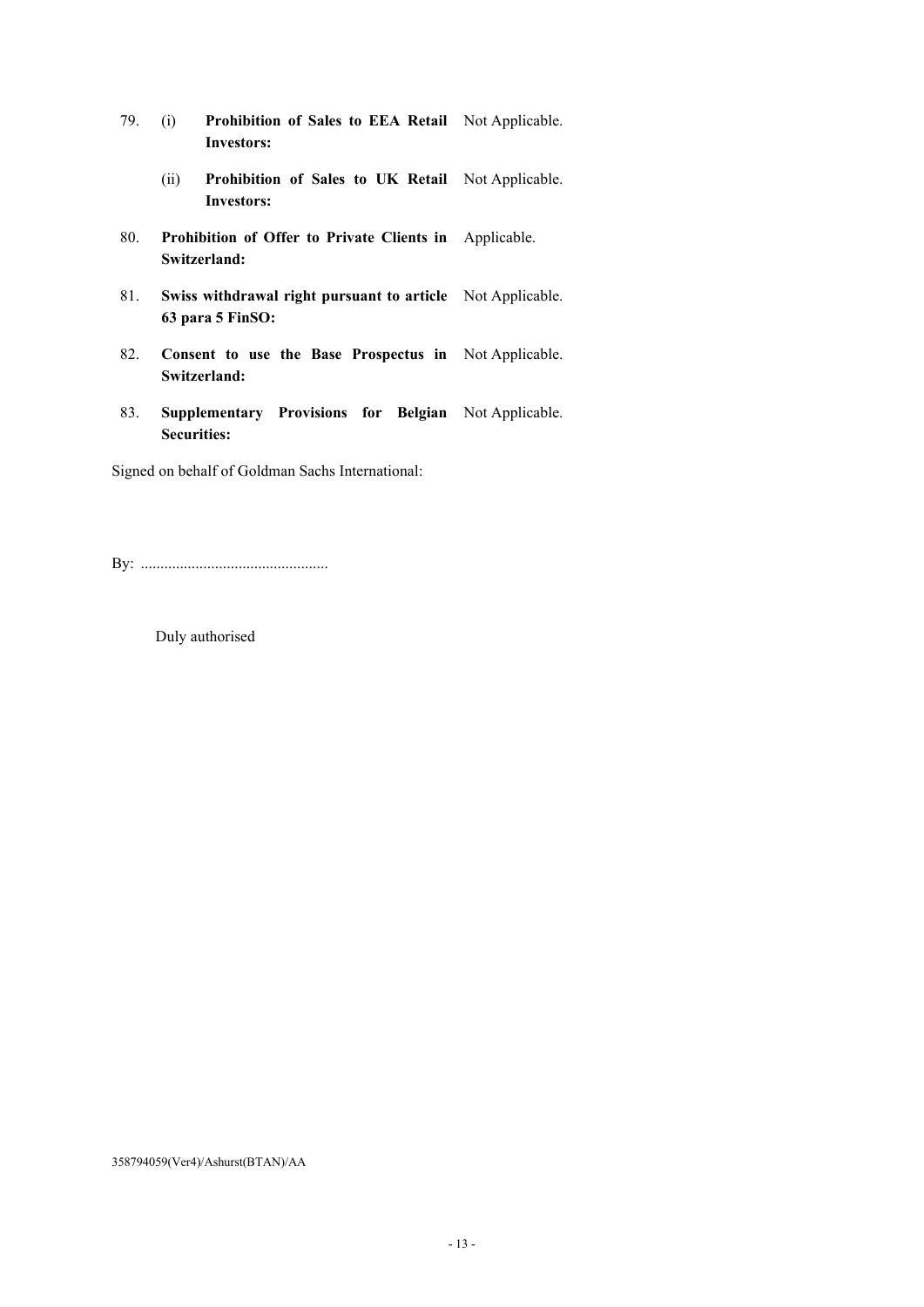79. (i) **Prohibition of Sales to EEA Retail Investors:** Not Applicable.

    (ii) **Prohibition of Sales to UK Retail Investors:** Not Applicable.

80. **Prohibition of Offer to Private Clients in Switzerland:** Applicable.

81. **Swiss withdrawal right pursuant to article 63 para 5 FinSO:** Not Applicable.

82. **Consent to use the Base Prospectus in Switzerland:** Not Applicable.

83. **Supplementary Provisions for Belgian Securities:** Not Applicable.

Signed on behalf of Goldman Sachs International:

By: ................................................

Duly authorised

358794059(Ver4)/Ashurst(BTAN)/AA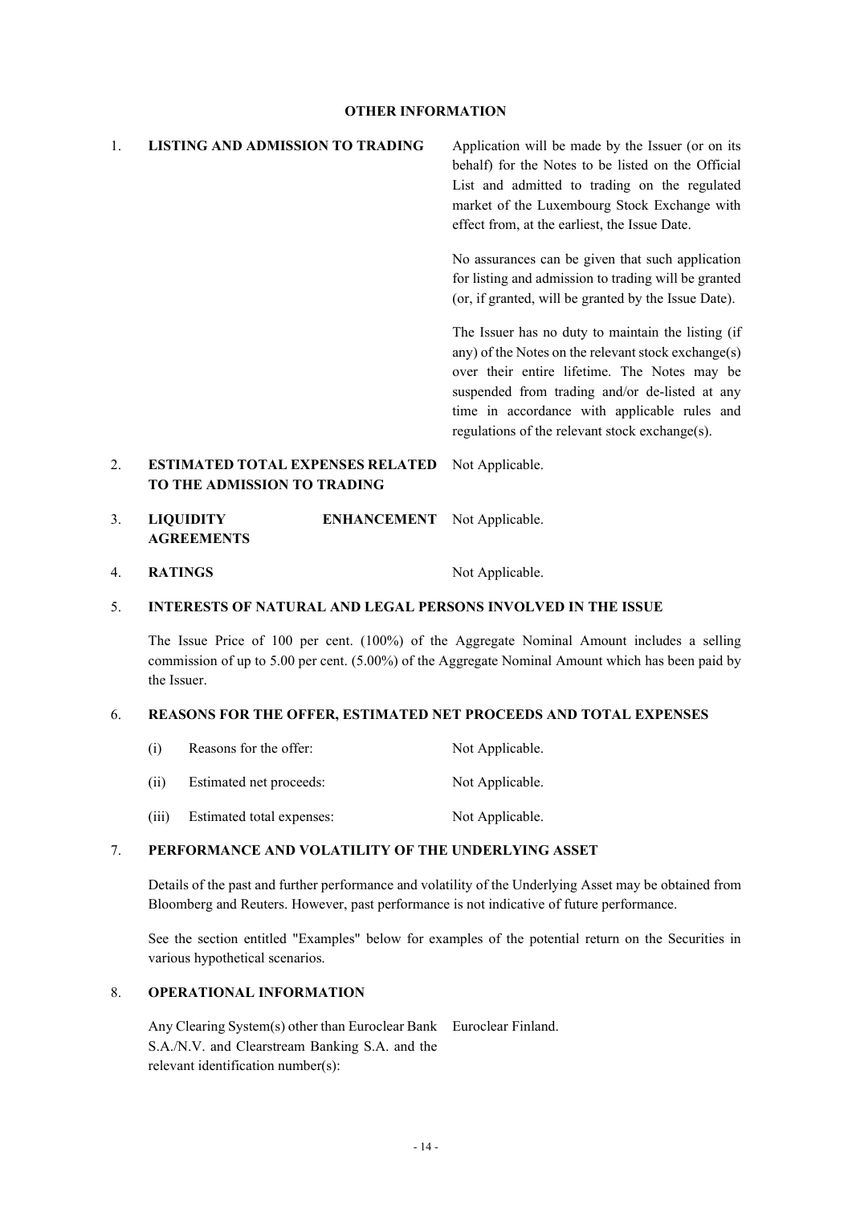## OTHER INFORMATION

| | | |
|---|---|---|
| 1. | **LISTING AND ADMISSION TO TRADING** | Application will be made by the Issuer (or on its behalf) for the Notes to be listed on the Official List and admitted to trading on the regulated market of the Luxembourg Stock Exchange with effect from, at the earliest, the Issue Date.<br><br>No assurances can be given that such application for listing and admission to trading will be granted (or, if granted, will be granted by the Issue Date).<br><br>The Issuer has no duty to maintain the listing (if any) of the Notes on the relevant stock exchange(s) over their entire lifetime. The Notes may be suspended from trading and/or de-listed at any time in accordance with applicable rules and regulations of the relevant stock exchange(s). |
| 2. | **ESTIMATED TOTAL EXPENSES RELATED TO THE ADMISSION TO TRADING** | Not Applicable. |
| 3. | **LIQUIDITY ENHANCEMENT AGREEMENTS** | Not Applicable. |
| 4. | **RATINGS** | Not Applicable. |

5. **INTERESTS OF NATURAL AND LEGAL PERSONS INVOLVED IN THE ISSUE**

The Issue Price of 100 per cent. (100%) of the Aggregate Nominal Amount includes a selling commission of up to 5.00 per cent. (5.00%) of the Aggregate Nominal Amount which has been paid by the Issuer.

6. **REASONS FOR THE OFFER, ESTIMATED NET PROCEEDS AND TOTAL EXPENSES**

| | | |
|---|---|---|
| (i) | Reasons for the offer: | Not Applicable. |
| (ii) | Estimated net proceeds: | Not Applicable. |
| (iii) | Estimated total expenses: | Not Applicable. |

7. **PERFORMANCE AND VOLATILITY OF THE UNDERLYING ASSET**

Details of the past and further performance and volatility of the Underlying Asset may be obtained from Bloomberg and Reuters. However, past performance is not indicative of future performance.

See the section entitled "Examples" below for examples of the potential return on the Securities in various hypothetical scenarios.

8. **OPERATIONAL INFORMATION**

| | |
|---|---|
| Any Clearing System(s) other than Euroclear Bank S.A./N.V. and Clearstream Banking S.A. and the relevant identification number(s): | Euroclear Finland. |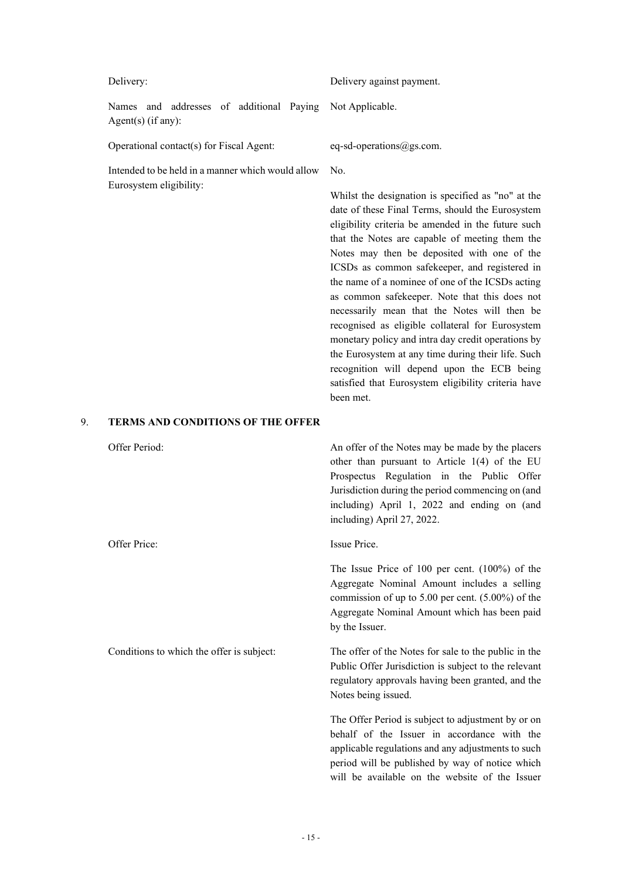| | |
|---|---|
| Delivery: | Delivery against payment. |
| Names and addresses of additional Paying Agent(s) (if any): | Not Applicable. |
| Operational contact(s) for Fiscal Agent: | eq-sd-operations@gs.com. |
| Intended to be held in a manner which would allow Eurosystem eligibility: | No.<br><br>Whilst the designation is specified as "no" at the date of these Final Terms, should the Eurosystem eligibility criteria be amended in the future such that the Notes are capable of meeting them the Notes may then be deposited with one of the ICSDs as common safekeeper, and registered in the name of a nominee of one of the ICSDs acting as common safekeeper. Note that this does not necessarily mean that the Notes will then be recognised as eligible collateral for Eurosystem monetary policy and intra day credit operations by the Eurosystem at any time during their life. Such recognition will depend upon the ECB being satisfied that Eurosystem eligibility criteria have been met. |

## 9. TERMS AND CONDITIONS OF THE OFFER

| | |
|---|---|
| Offer Period: | An offer of the Notes may be made by the placers other than pursuant to Article 1(4) of the EU Prospectus Regulation in the Public Offer Jurisdiction during the period commencing on (and including) April 1, 2022 and ending on (and including) April 27, 2022. |
| Offer Price: | Issue Price.<br><br>The Issue Price of 100 per cent. (100%) of the Aggregate Nominal Amount includes a selling commission of up to 5.00 per cent. (5.00%) of the Aggregate Nominal Amount which has been paid by the Issuer. |
| Conditions to which the offer is subject: | The offer of the Notes for sale to the public in the Public Offer Jurisdiction is subject to the relevant regulatory approvals having been granted, and the Notes being issued.<br><br>The Offer Period is subject to adjustment by or on behalf of the Issuer in accordance with the applicable regulations and any adjustments to such period will be published by way of notice which will be available on the website of the Issuer |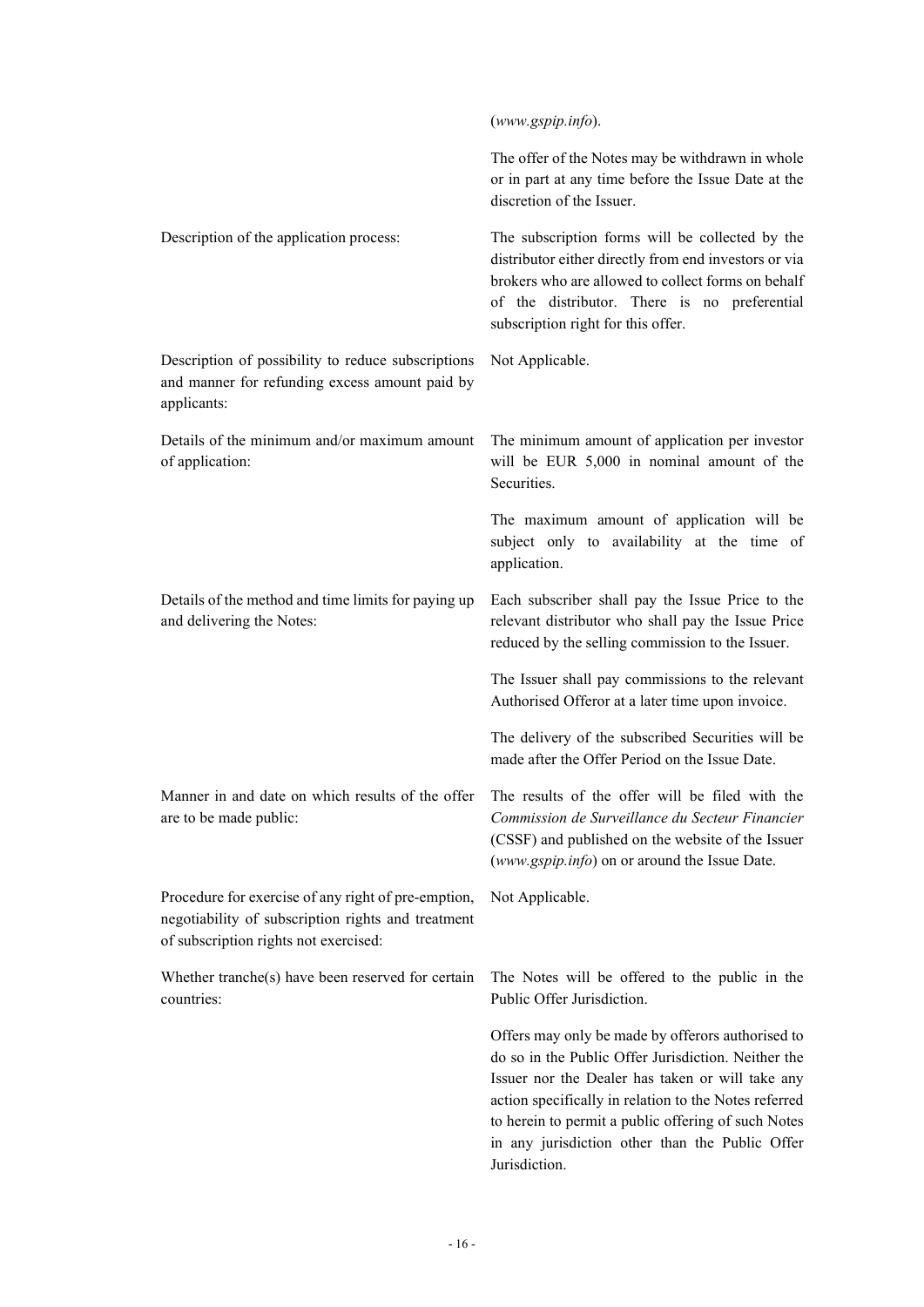| | |
|---|---|
| | (*www.gspip.info*). |
| | The offer of the Notes may be withdrawn in whole or in part at any time before the Issue Date at the discretion of the Issuer. |
| Description of the application process: | The subscription forms will be collected by the distributor either directly from end investors or via brokers who are allowed to collect forms on behalf of the distributor. There is no preferential subscription right for this offer. |
| Description of possibility to reduce subscriptions and manner for refunding excess amount paid by applicants: | Not Applicable. |
| Details of the minimum and/or maximum amount of application: | The minimum amount of application per investor will be EUR 5,000 in nominal amount of the Securities. |
| | The maximum amount of application will be subject only to availability at the time of application. |
| Details of the method and time limits for paying up and delivering the Notes: | Each subscriber shall pay the Issue Price to the relevant distributor who shall pay the Issue Price reduced by the selling commission to the Issuer. |
| | The Issuer shall pay commissions to the relevant Authorised Offeror at a later time upon invoice. |
| | The delivery of the subscribed Securities will be made after the Offer Period on the Issue Date. |
| Manner in and date on which results of the offer are to be made public: | The results of the offer will be filed with the *Commission de Surveillance du Secteur Financier* (CSSF) and published on the website of the Issuer (*www.gspip.info*) on or around the Issue Date. |
| Procedure for exercise of any right of pre-emption, negotiability of subscription rights and treatment of subscription rights not exercised: | Not Applicable. |
| Whether tranche(s) have been reserved for certain countries: | The Notes will be offered to the public in the Public Offer Jurisdiction. |
| | Offers may only be made by offerors authorised to do so in the Public Offer Jurisdiction. Neither the Issuer nor the Dealer has taken or will take any action specifically in relation to the Notes referred to herein to permit a public offering of such Notes in any jurisdiction other than the Public Offer Jurisdiction. |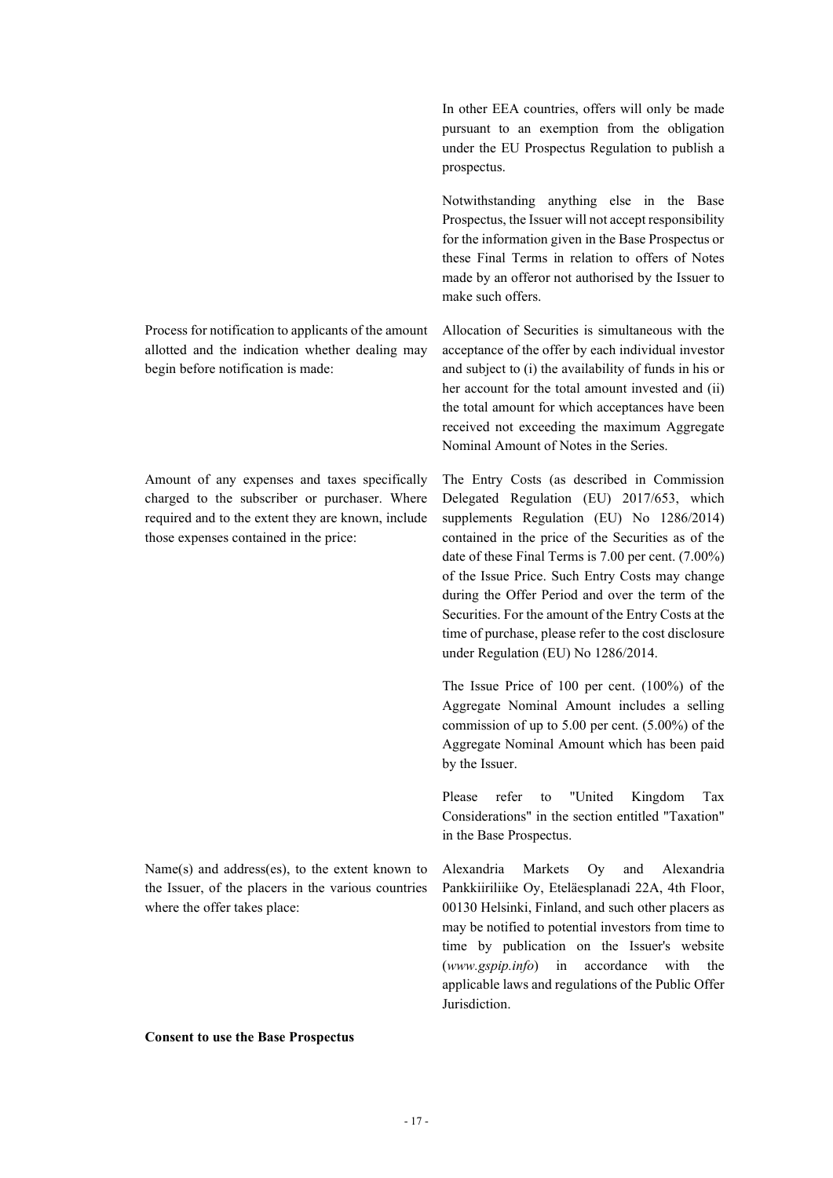| | |
|---|---|
| | In other EEA countries, offers will only be made pursuant to an exemption from the obligation under the EU Prospectus Regulation to publish a prospectus.<br><br>Notwithstanding anything else in the Base Prospectus, the Issuer will not accept responsibility for the information given in the Base Prospectus or these Final Terms in relation to offers of Notes made by an offeror not authorised by the Issuer to make such offers. |
| Process for notification to applicants of the amount allotted and the indication whether dealing may begin before notification is made: | Allocation of Securities is simultaneous with the acceptance of the offer by each individual investor and subject to (i) the availability of funds in his or her account for the total amount invested and (ii) the total amount for which acceptances have been received not exceeding the maximum Aggregate Nominal Amount of Notes in the Series. |
| Amount of any expenses and taxes specifically charged to the subscriber or purchaser. Where required and to the extent they are known, include those expenses contained in the price: | The Entry Costs (as described in Commission Delegated Regulation (EU) 2017/653, which supplements Regulation (EU) No 1286/2014) contained in the price of the Securities as of the date of these Final Terms is 7.00 per cent. (7.00%) of the Issue Price. Such Entry Costs may change during the Offer Period and over the term of the Securities. For the amount of the Entry Costs at the time of purchase, please refer to the cost disclosure under Regulation (EU) No 1286/2014.<br><br>The Issue Price of 100 per cent. (100%) of the Aggregate Nominal Amount includes a selling commission of up to 5.00 per cent. (5.00%) of the Aggregate Nominal Amount which has been paid by the Issuer.<br><br>Please refer to "United Kingdom Tax Considerations" in the section entitled "Taxation" in the Base Prospectus. |
| Name(s) and address(es), to the extent known to the Issuer, of the placers in the various countries where the offer takes place: | Alexandria Markets Oy and Alexandria Pankkiiriliike Oy, Eteläesplanadi 22A, 4th Floor, 00130 Helsinki, Finland, and such other placers as may be notified to potential investors from time to time by publication on the Issuer's website (*www.gspip.info*) in accordance with the applicable laws and regulations of the Public Offer Jurisdiction. |

**Consent to use the Base Prospectus**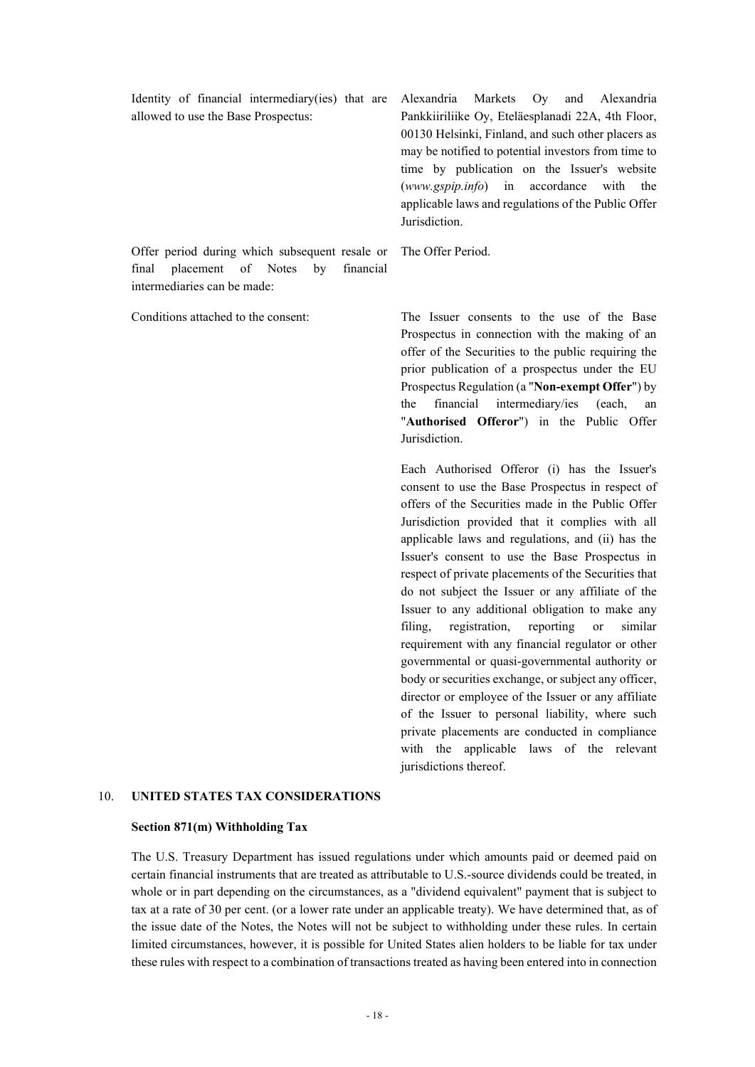| | |
|---|---|
| Identity of financial intermediary(ies) that are allowed to use the Base Prospectus: | Alexandria Markets Oy and Alexandria Pankkiiriliike Oy, Eteläesplanadi 22A, 4th Floor, 00130 Helsinki, Finland, and such other placers as may be notified to potential investors from time to time by publication on the Issuer's website (*www.gspip.info*) in accordance with the applicable laws and regulations of the Public Offer Jurisdiction. |
| Offer period during which subsequent resale or final placement of Notes by financial intermediaries can be made: | The Offer Period. |
| Conditions attached to the consent: | The Issuer consents to the use of the Base Prospectus in connection with the making of an offer of the Securities to the public requiring the prior publication of a prospectus under the EU Prospectus Regulation (a "**Non-exempt Offer**") by the financial intermediary/ies (each, an "**Authorised Offeror**") in the Public Offer Jurisdiction.<br><br>Each Authorised Offeror (i) has the Issuer's consent to use the Base Prospectus in respect of offers of the Securities made in the Public Offer Jurisdiction provided that it complies with all applicable laws and regulations, and (ii) has the Issuer's consent to use the Base Prospectus in respect of private placements of the Securities that do not subject the Issuer or any affiliate of the Issuer to any additional obligation to make any filing, registration, reporting or similar requirement with any financial regulator or other governmental or quasi-governmental authority or body or securities exchange, or subject any officer, director or employee of the Issuer or any affiliate of the Issuer to personal liability, where such private placements are conducted in compliance with the applicable laws of the relevant jurisdictions thereof. |

## 10. UNITED STATES TAX CONSIDERATIONS

### Section 871(m) Withholding Tax

The U.S. Treasury Department has issued regulations under which amounts paid or deemed paid on certain financial instruments that are treated as attributable to U.S.-source dividends could be treated, in whole or in part depending on the circumstances, as a "dividend equivalent" payment that is subject to tax at a rate of 30 per cent. (or a lower rate under an applicable treaty). We have determined that, as of the issue date of the Notes, the Notes will not be subject to withholding under these rules. In certain limited circumstances, however, it is possible for United States alien holders to be liable for tax under these rules with respect to a combination of transactions treated as having been entered into in connection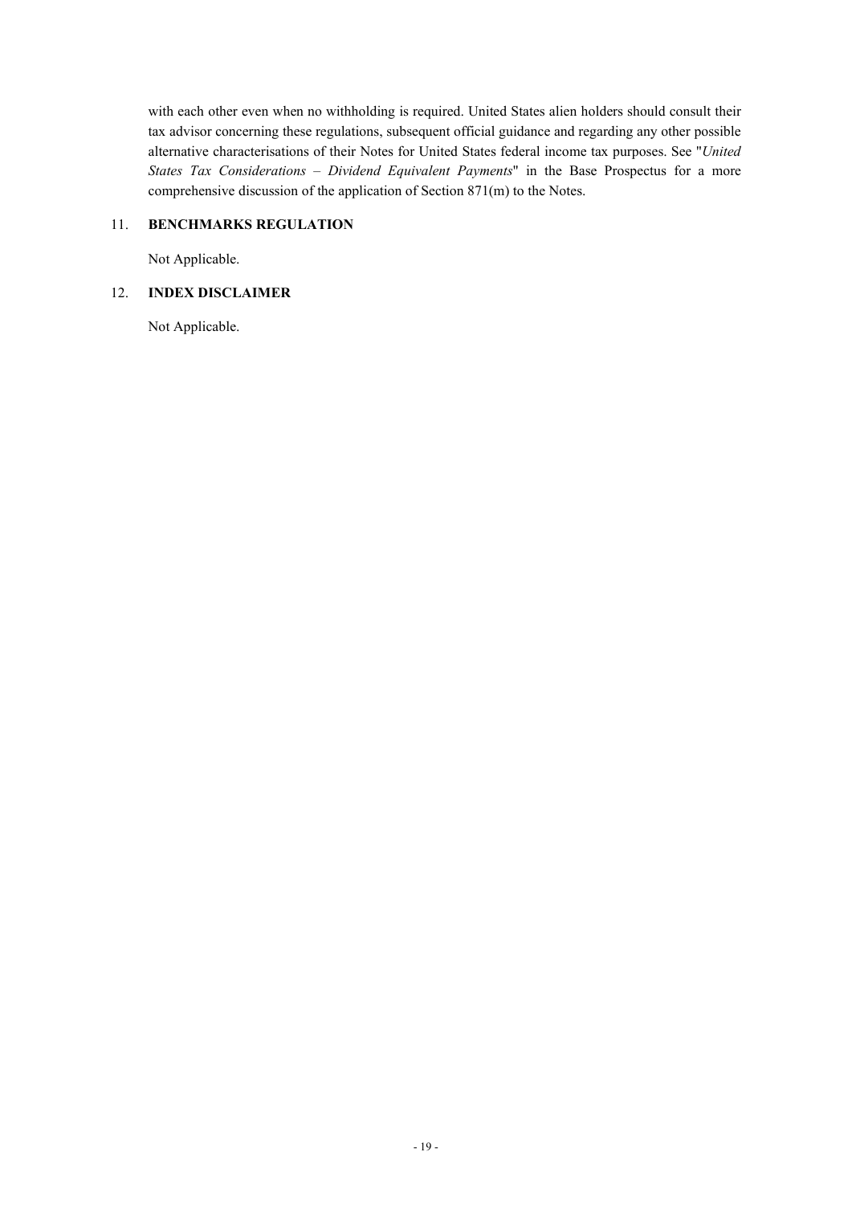with each other even when no withholding is required. United States alien holders should consult their tax advisor concerning these regulations, subsequent official guidance and regarding any other possible alternative characterisations of their Notes for United States federal income tax purposes. See "*United States Tax Considerations – Dividend Equivalent Payments*" in the Base Prospectus for a more comprehensive discussion of the application of Section 871(m) to the Notes.

## 11. BENCHMARKS REGULATION

Not Applicable.

## 12. INDEX DISCLAIMER

Not Applicable.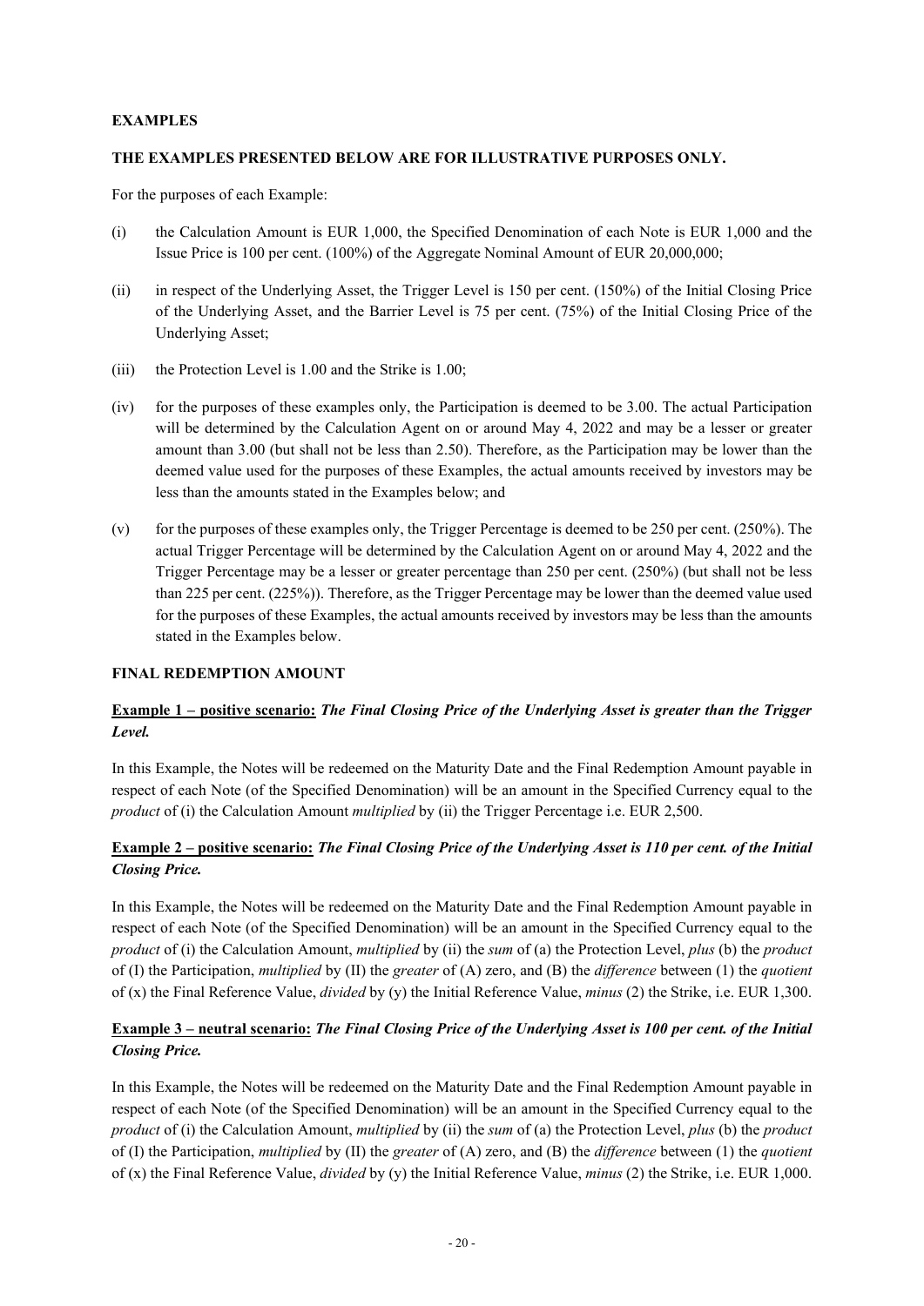**EXAMPLES**

**THE EXAMPLES PRESENTED BELOW ARE FOR ILLUSTRATIVE PURPOSES ONLY.**

For the purposes of each Example:

(i) the Calculation Amount is EUR 1,000, the Specified Denomination of each Note is EUR 1,000 and the Issue Price is 100 per cent. (100%) of the Aggregate Nominal Amount of EUR 20,000,000;

(ii) in respect of the Underlying Asset, the Trigger Level is 150 per cent. (150%) of the Initial Closing Price of the Underlying Asset, and the Barrier Level is 75 per cent. (75%) of the Initial Closing Price of the Underlying Asset;

(iii) the Protection Level is 1.00 and the Strike is 1.00;

(iv) for the purposes of these examples only, the Participation is deemed to be 3.00. The actual Participation will be determined by the Calculation Agent on or around May 4, 2022 and may be a lesser or greater amount than 3.00 (but shall not be less than 2.50). Therefore, as the Participation may be lower than the deemed value used for the purposes of these Examples, the actual amounts received by investors may be less than the amounts stated in the Examples below; and

(v) for the purposes of these examples only, the Trigger Percentage is deemed to be 250 per cent. (250%). The actual Trigger Percentage will be determined by the Calculation Agent on or around May 4, 2022 and the Trigger Percentage may be a lesser or greater percentage than 250 per cent. (250%) (but shall not be less than 225 per cent. (225%)). Therefore, as the Trigger Percentage may be lower than the deemed value used for the purposes of these Examples, the actual amounts received by investors may be less than the amounts stated in the Examples below.

**FINAL REDEMPTION AMOUNT**

**Example 1 – positive scenario:** ***The Final Closing Price of the Underlying Asset is greater than the Trigger Level.***

In this Example, the Notes will be redeemed on the Maturity Date and the Final Redemption Amount payable in respect of each Note (of the Specified Denomination) will be an amount in the Specified Currency equal to the *product* of (i) the Calculation Amount *multiplied* by (ii) the Trigger Percentage i.e. EUR 2,500.

**Example 2 – positive scenario:** ***The Final Closing Price of the Underlying Asset is 110 per cent. of the Initial Closing Price.***

In this Example, the Notes will be redeemed on the Maturity Date and the Final Redemption Amount payable in respect of each Note (of the Specified Denomination) will be an amount in the Specified Currency equal to the *product* of (i) the Calculation Amount, *multiplied* by (ii) the *sum* of (a) the Protection Level, *plus* (b) the *product* of (I) the Participation, *multiplied* by (II) the *greater* of (A) zero, and (B) the *difference* between (1) the *quotient* of (x) the Final Reference Value, *divided* by (y) the Initial Reference Value, *minus* (2) the Strike, i.e. EUR 1,300.

**Example 3 – neutral scenario:** ***The Final Closing Price of the Underlying Asset is 100 per cent. of the Initial Closing Price.***

In this Example, the Notes will be redeemed on the Maturity Date and the Final Redemption Amount payable in respect of each Note (of the Specified Denomination) will be an amount in the Specified Currency equal to the *product* of (i) the Calculation Amount, *multiplied* by (ii) the *sum* of (a) the Protection Level, *plus* (b) the *product* of (I) the Participation, *multiplied* by (II) the *greater* of (A) zero, and (B) the *difference* between (1) the *quotient* of (x) the Final Reference Value, *divided* by (y) the Initial Reference Value, *minus* (2) the Strike, i.e. EUR 1,000.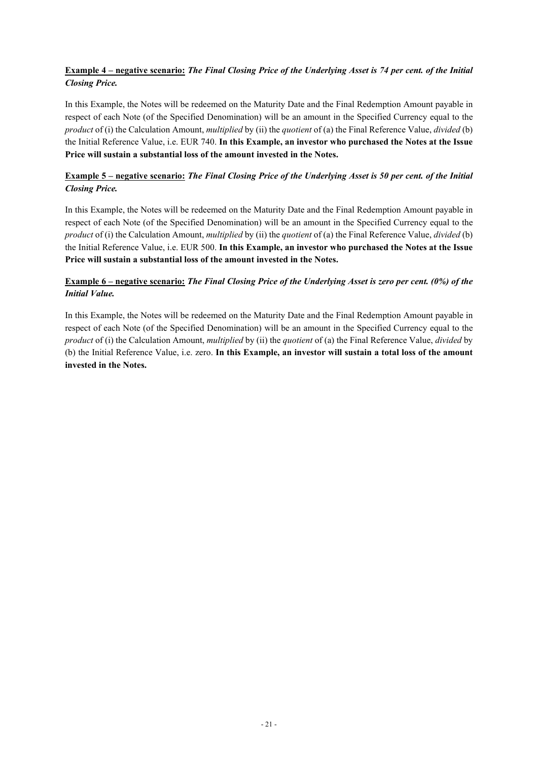<u>**Example 4 – negative scenario:**</u> ***The Final Closing Price of the Underlying Asset is 74 per cent. of the Initial Closing Price.***

In this Example, the Notes will be redeemed on the Maturity Date and the Final Redemption Amount payable in respect of each Note (of the Specified Denomination) will be an amount in the Specified Currency equal to the *product* of (i) the Calculation Amount, *multiplied* by (ii) the *quotient* of (a) the Final Reference Value, *divided* (b) the Initial Reference Value, i.e. EUR 740. **In this Example, an investor who purchased the Notes at the Issue Price will sustain a substantial loss of the amount invested in the Notes.**

<u>**Example 5 – negative scenario:**</u> ***The Final Closing Price of the Underlying Asset is 50 per cent. of the Initial Closing Price.***

In this Example, the Notes will be redeemed on the Maturity Date and the Final Redemption Amount payable in respect of each Note (of the Specified Denomination) will be an amount in the Specified Currency equal to the *product* of (i) the Calculation Amount, *multiplied* by (ii) the *quotient* of (a) the Final Reference Value, *divided* (b) the Initial Reference Value, i.e. EUR 500. **In this Example, an investor who purchased the Notes at the Issue Price will sustain a substantial loss of the amount invested in the Notes.**

<u>**Example 6 – negative scenario:**</u> ***The Final Closing Price of the Underlying Asset is zero per cent. (0%) of the Initial Value.***

In this Example, the Notes will be redeemed on the Maturity Date and the Final Redemption Amount payable in respect of each Note (of the Specified Denomination) will be an amount in the Specified Currency equal to the *product* of (i) the Calculation Amount, *multiplied* by (ii) the *quotient* of (a) the Final Reference Value, *divided* by (b) the Initial Reference Value, i.e. zero. **In this Example, an investor will sustain a total loss of the amount invested in the Notes.**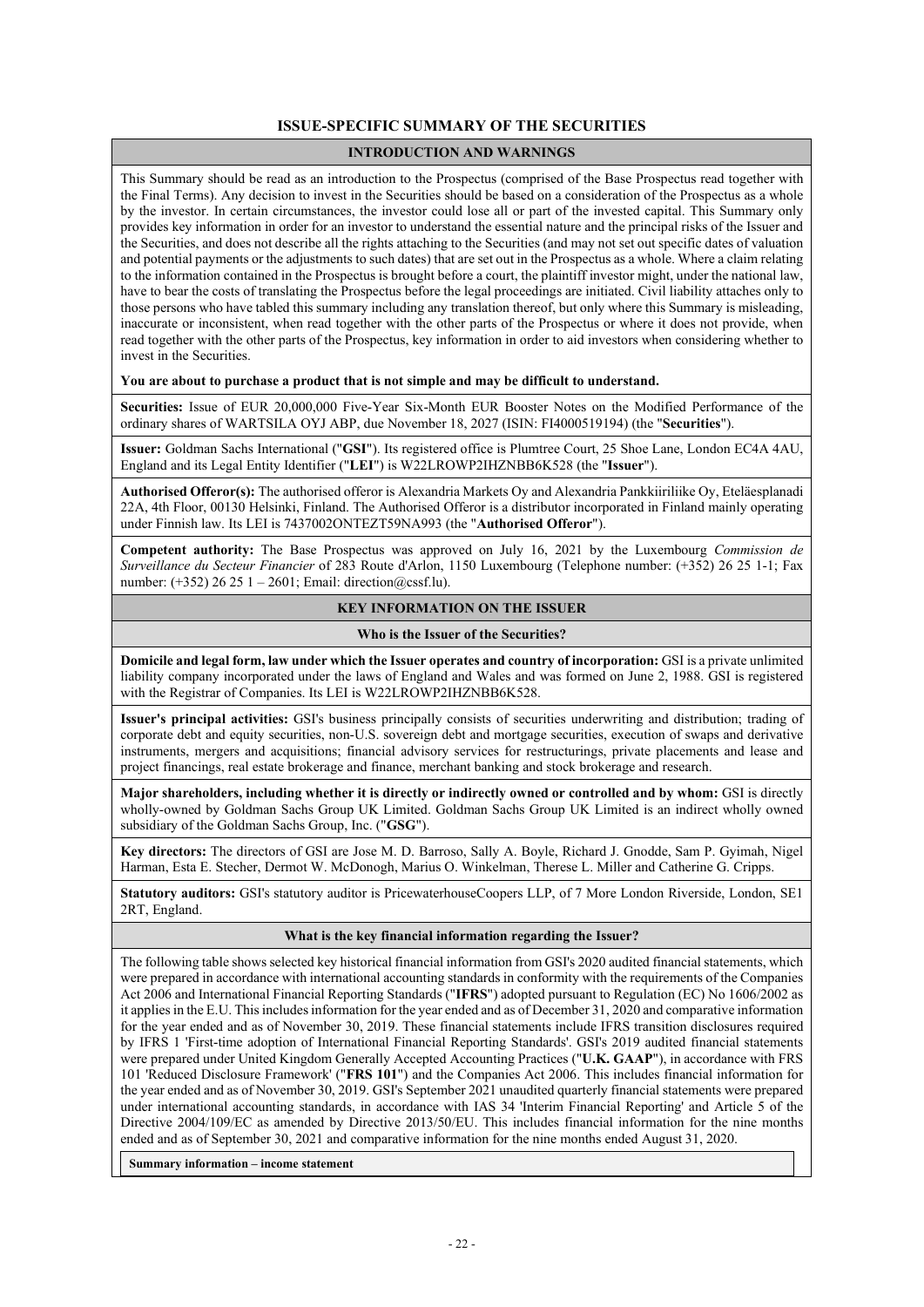# ISSUE-SPECIFIC SUMMARY OF THE SECURITIES

## INTRODUCTION AND WARNINGS

This Summary should be read as an introduction to the Prospectus (comprised of the Base Prospectus read together with the Final Terms). Any decision to invest in the Securities should be based on a consideration of the Prospectus as a whole by the investor. In certain circumstances, the investor could lose all or part of the invested capital. This Summary only provides key information in order for an investor to understand the essential nature and the principal risks of the Issuer and the Securities, and does not describe all the rights attaching to the Securities (and may not set out specific dates of valuation and potential payments or the adjustments to such dates) that are set out in the Prospectus as a whole. Where a claim relating to the information contained in the Prospectus is brought before a court, the plaintiff investor might, under the national law, have to bear the costs of translating the Prospectus before the legal proceedings are initiated. Civil liability attaches only to those persons who have tabled this summary including any translation thereof, but only where this Summary is misleading, inaccurate or inconsistent, when read together with the other parts of the Prospectus or where it does not provide, when read together with the other parts of the Prospectus, key information in order to aid investors when considering whether to invest in the Securities.

**You are about to purchase a product that is not simple and may be difficult to understand.**

**Securities:** Issue of EUR 20,000,000 Five-Year Six-Month EUR Booster Notes on the Modified Performance of the ordinary shares of WARTSILA OYJ ABP, due November 18, 2027 (ISIN: FI4000519194) (the "**Securities**").

**Issuer:** Goldman Sachs International ("**GSI**"). Its registered office is Plumtree Court, 25 Shoe Lane, London EC4A 4AU, England and its Legal Entity Identifier ("**LEI**") is W22LROWP2IHZNBB6K528 (the "**Issuer**").

**Authorised Offeror(s):** The authorised offeror is Alexandria Markets Oy and Alexandria Pankkiiriliike Oy, Eteläesplanadi 22A, 4th Floor, 00130 Helsinki, Finland. The Authorised Offeror is a distributor incorporated in Finland mainly operating under Finnish law. Its LEI is 7437002ONTEZT59NA993 (the "**Authorised Offeror**").

**Competent authority:** The Base Prospectus was approved on July 16, 2021 by the Luxembourg *Commission de Surveillance du Secteur Financier* of 283 Route d'Arlon, 1150 Luxembourg (Telephone number: (+352) 26 25 1-1; Fax number: (+352) 26 25 1 – 2601; Email: direction@cssf.lu).

## KEY INFORMATION ON THE ISSUER

### Who is the Issuer of the Securities?

**Domicile and legal form, law under which the Issuer operates and country of incorporation:** GSI is a private unlimited liability company incorporated under the laws of England and Wales and was formed on June 2, 1988. GSI is registered with the Registrar of Companies. Its LEI is W22LROWP2IHZNBB6K528.

**Issuer's principal activities:** GSI's business principally consists of securities underwriting and distribution; trading of corporate debt and equity securities, non-U.S. sovereign debt and mortgage securities, execution of swaps and derivative instruments, mergers and acquisitions; financial advisory services for restructurings, private placements and lease and project financings, real estate brokerage and finance, merchant banking and stock brokerage and research.

**Major shareholders, including whether it is directly or indirectly owned or controlled and by whom:** GSI is directly wholly-owned by Goldman Sachs Group UK Limited. Goldman Sachs Group UK Limited is an indirect wholly owned subsidiary of the Goldman Sachs Group, Inc. ("**GSG**").

**Key directors:** The directors of GSI are Jose M. D. Barroso, Sally A. Boyle, Richard J. Gnodde, Sam P. Gyimah, Nigel Harman, Esta E. Stecher, Dermot W. McDonogh, Marius O. Winkelman, Therese L. Miller and Catherine G. Cripps.

**Statutory auditors:** GSI's statutory auditor is PricewaterhouseCoopers LLP, of 7 More London Riverside, London, SE1 2RT, England.

### What is the key financial information regarding the Issuer?

The following table shows selected key historical financial information from GSI's 2020 audited financial statements, which were prepared in accordance with international accounting standards in conformity with the requirements of the Companies Act 2006 and International Financial Reporting Standards ("**IFRS**") adopted pursuant to Regulation (EC) No 1606/2002 as it applies in the E.U. This includes information for the year ended and as of December 31, 2020 and comparative information for the year ended and as of November 30, 2019. These financial statements include IFRS transition disclosures required by IFRS 1 'First-time adoption of International Financial Reporting Standards'. GSI's 2019 audited financial statements were prepared under United Kingdom Generally Accepted Accounting Practices ("**U.K. GAAP**"), in accordance with FRS 101 'Reduced Disclosure Framework' ("**FRS 101**") and the Companies Act 2006. This includes financial information for the year ended and as of November 30, 2019. GSI's September 2021 unaudited quarterly financial statements were prepared under international accounting standards, in accordance with IAS 34 'Interim Financial Reporting' and Article 5 of the Directive 2004/109/EC as amended by Directive 2013/50/EU. This includes financial information for the nine months ended and as of September 30, 2021 and comparative information for the nine months ended August 31, 2020.

**Summary information – income statement**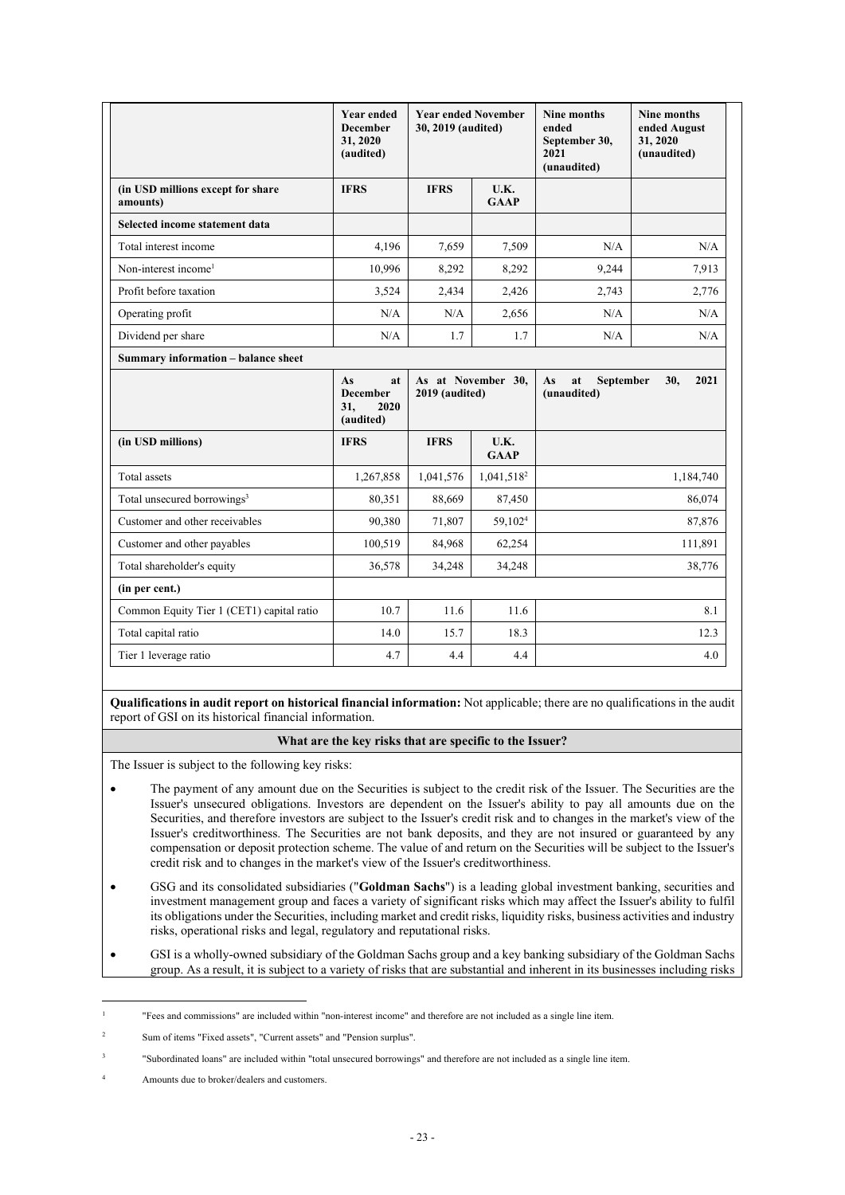| | Year ended December 31, 2020 (audited) | Year ended November 30, 2019 (audited) | | Nine months ended September 30, 2021 (unaudited) | Nine months ended August 31, 2020 (unaudited) |
|---|---|---|---|---|---|
| **(in USD millions except for share amounts)** | **IFRS** | **IFRS** | **U.K. GAAP** | | |
| **Selected income statement data** | | | | | |
| Total interest income | 4,196 | 7,659 | 7,509 | N/A | N/A |
| Non-interest income[1] | 10,996 | 8,292 | 8,292 | 9,244 | 7,913 |
| Profit before taxation | 3,524 | 2,434 | 2,426 | 2,743 | 2,776 |
| Operating profit | N/A | N/A | 2,656 | N/A | N/A |
| Dividend per share | N/A | 1.7 | 1.7 | N/A | N/A |
| **Summary information – balance sheet** | | | | | |
| | As at December 31, 2020 (audited) | As at November 30, 2019 (audited) | | As at September 30, 2021 (unaudited) | |
| **(in USD millions)** | **IFRS** | **IFRS** | **U.K. GAAP** | | |
| Total assets | 1,267,858 | 1,041,576 | 1,041,518[2] | 1,184,740 | |
| Total unsecured borrowings[3] | 80,351 | 88,669 | 87,450 | 86,074 | |
| Customer and other receivables | 90,380 | 71,807 | 59,102[4] | 87,876 | |
| Customer and other payables | 100,519 | 84,968 | 62,254 | 111,891 | |
| Total shareholder's equity | 36,578 | 34,248 | 34,248 | 38,776 | |
| **(in per cent.)** | | | | | |
| Common Equity Tier 1 (CET1) capital ratio | 10.7 | 11.6 | 11.6 | 8.1 | |
| Total capital ratio | 14.0 | 15.7 | 18.3 | 12.3 | |
| Tier 1 leverage ratio | 4.7 | 4.4 | 4.4 | 4.0 | |

**Qualifications in audit report on historical financial information:** Not applicable; there are no qualifications in the audit report of GSI on its historical financial information.

**What are the key risks that are specific to the Issuer?**

The Issuer is subject to the following key risks:

- The payment of any amount due on the Securities is subject to the credit risk of the Issuer. The Securities are the Issuer's unsecured obligations. Investors are dependent on the Issuer's ability to pay all amounts due on the Securities, and therefore investors are subject to the Issuer's credit risk and to changes in the market's view of the Issuer's creditworthiness. The Securities are not bank deposits, and they are not insured or guaranteed by any compensation or deposit protection scheme. The value of and return on the Securities will be subject to the Issuer's credit risk and to changes in the market's view of the Issuer's creditworthiness.
- GSG and its consolidated subsidiaries ("**Goldman Sachs**") is a leading global investment banking, securities and investment management group and faces a variety of significant risks which may affect the Issuer's ability to fulfil its obligations under the Securities, including market and credit risks, liquidity risks, business activities and industry risks, operational risks and legal, regulatory and reputational risks.
- GSI is a wholly-owned subsidiary of the Goldman Sachs group and a key banking subsidiary of the Goldman Sachs group. As a result, it is subject to a variety of risks that are substantial and inherent in its businesses including risks

[1] "Fees and commissions" are included within "non-interest income" and therefore are not included as a single line item.

[2] Sum of items "Fixed assets", "Current assets" and "Pension surplus".

[3] "Subordinated loans" are included within "total unsecured borrowings" and therefore are not included as a single line item.

[4] Amounts due to broker/dealers and customers.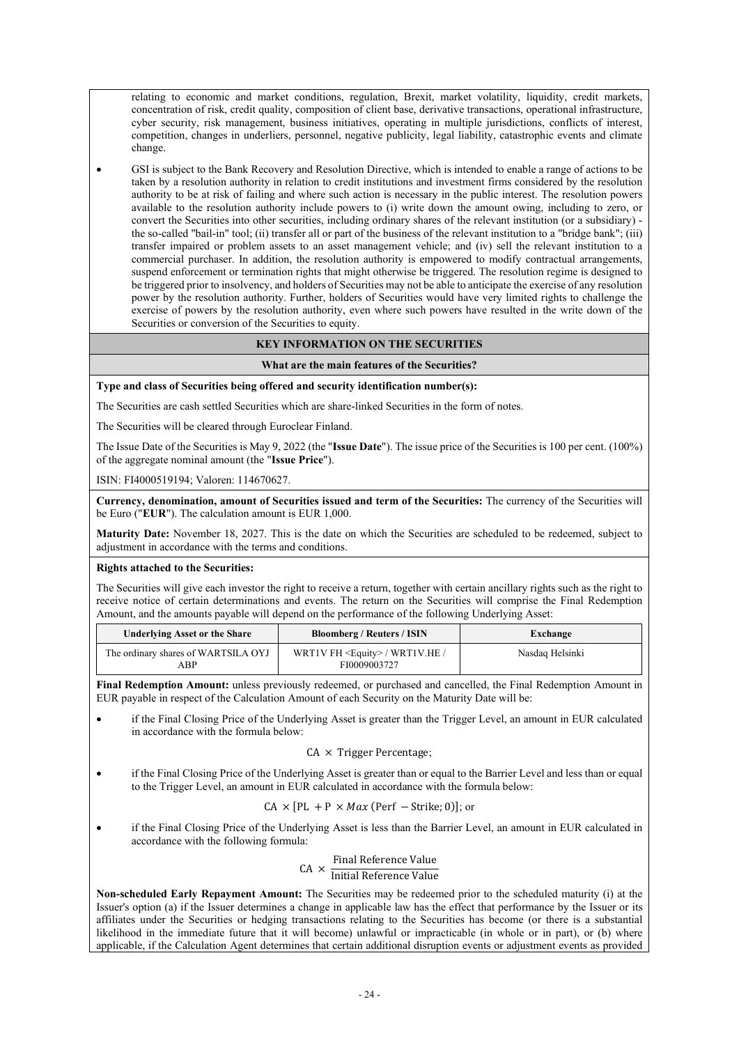relating to economic and market conditions, regulation, Brexit, market volatility, liquidity, credit markets, concentration of risk, credit quality, composition of client base, derivative transactions, operational infrastructure, cyber security, risk management, business initiatives, operating in multiple jurisdictions, conflicts of interest, competition, changes in underliers, personnel, negative publicity, legal liability, catastrophic events and climate change.

- GSI is subject to the Bank Recovery and Resolution Directive, which is intended to enable a range of actions to be taken by a resolution authority in relation to credit institutions and investment firms considered by the resolution authority to be at risk of failing and where such action is necessary in the public interest. The resolution powers available to the resolution authority include powers to (i) write down the amount owing, including to zero, or convert the Securities into other securities, including ordinary shares of the relevant institution (or a subsidiary) - the so-called "bail-in" tool; (ii) transfer all or part of the business of the relevant institution to a "bridge bank"; (iii) transfer impaired or problem assets to an asset management vehicle; and (iv) sell the relevant institution to a commercial purchaser. In addition, the resolution authority is empowered to modify contractual arrangements, suspend enforcement or termination rights that might otherwise be triggered. The resolution regime is designed to be triggered prior to insolvency, and holders of Securities may not be able to anticipate the exercise of any resolution power by the resolution authority. Further, holders of Securities would have very limited rights to challenge the exercise of powers by the resolution authority, even where such powers have resulted in the write down of the Securities or conversion of the Securities to equity.

## KEY INFORMATION ON THE SECURITIES

### What are the main features of the Securities?

**Type and class of Securities being offered and security identification number(s):**

The Securities are cash settled Securities which are share-linked Securities in the form of notes.

The Securities will be cleared through Euroclear Finland.

The Issue Date of the Securities is May 9, 2022 (the "**Issue Date**"). The issue price of the Securities is 100 per cent. (100%) of the aggregate nominal amount (the "**Issue Price**").

ISIN: FI4000519194; Valoren: 114670627.

**Currency, denomination, amount of Securities issued and term of the Securities:** The currency of the Securities will be Euro ("**EUR**"). The calculation amount is EUR 1,000.

**Maturity Date:** November 18, 2027. This is the date on which the Securities are scheduled to be redeemed, subject to adjustment in accordance with the terms and conditions.

**Rights attached to the Securities:**

The Securities will give each investor the right to receive a return, together with certain ancillary rights such as the right to receive notice of certain determinations and events. The return on the Securities will comprise the Final Redemption Amount, and the amounts payable will depend on the performance of the following Underlying Asset:

| Underlying Asset or the Share | Bloomberg / Reuters / ISIN | Exchange |
|---|---|---|
| The ordinary shares of WARTSILA OYJ ABP | WRT1V FH <Equity> / WRT1V.HE / FI0009003727 | Nasdaq Helsinki |

**Final Redemption Amount:** unless previously redeemed, or purchased and cancelled, the Final Redemption Amount in EUR payable in respect of the Calculation Amount of each Security on the Maturity Date will be:

- if the Final Closing Price of the Underlying Asset is greater than the Trigger Level, an amount in EUR calculated in accordance with the formula below:

$$\text{CA} \times \text{Trigger Percentage};$$

- if the Final Closing Price of the Underlying Asset is greater than or equal to the Barrier Level and less than or equal to the Trigger Level, an amount in EUR calculated in accordance with the formula below:

$$\text{CA} \times [\text{PL} + \text{P} \times Max\,(\text{Perf} - \text{Strike}; 0)]; \text{ or}$$

- if the Final Closing Price of the Underlying Asset is less than the Barrier Level, an amount in EUR calculated in accordance with the following formula:

$$\text{CA} \times \frac{\text{Final Reference Value}}{\text{Initial Reference Value}}$$

**Non-scheduled Early Repayment Amount:** The Securities may be redeemed prior to the scheduled maturity (i) at the Issuer's option (a) if the Issuer determines a change in applicable law has the effect that performance by the Issuer or its affiliates under the Securities or hedging transactions relating to the Securities has become (or there is a substantial likelihood in the immediate future that it will become) unlawful or impracticable (in whole or in part), or (b) where applicable, if the Calculation Agent determines that certain additional disruption events or adjustment events as provided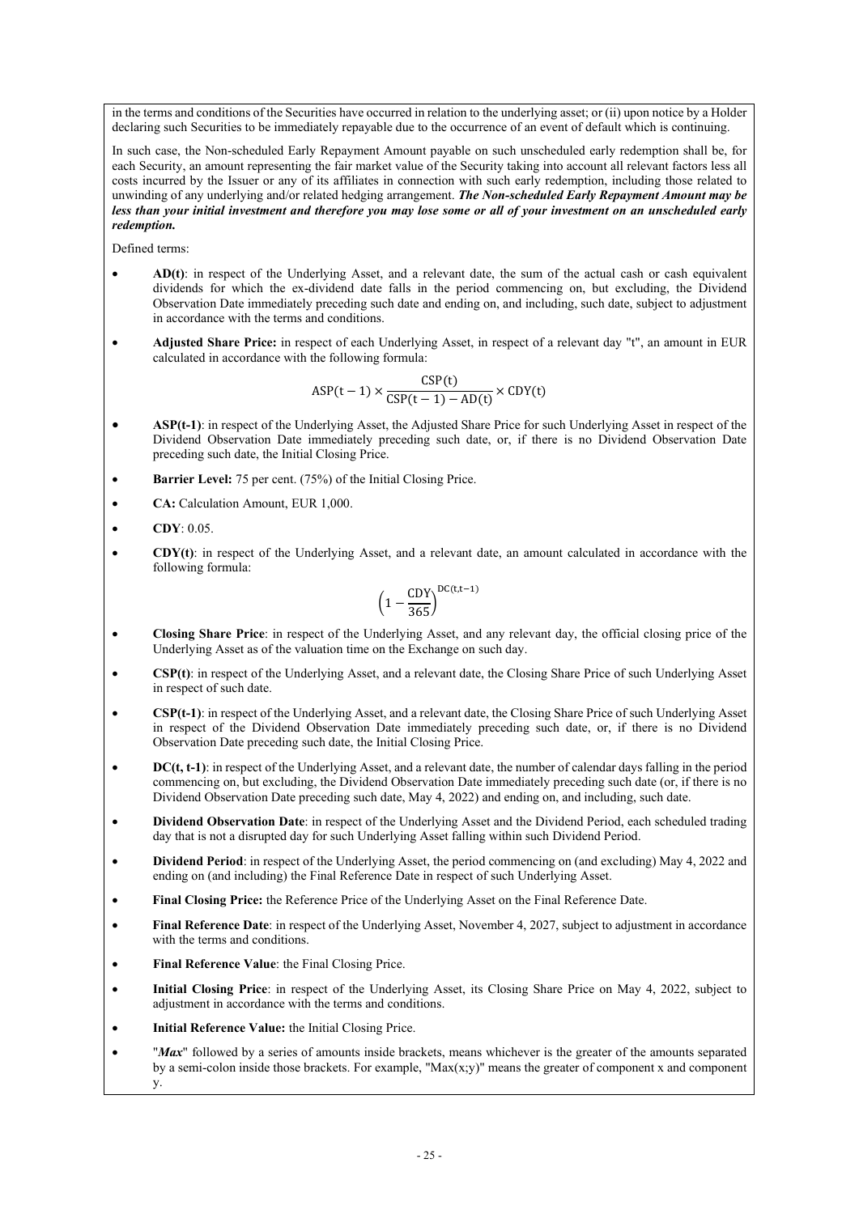in the terms and conditions of the Securities have occurred in relation to the underlying asset; or (ii) upon notice by a Holder declaring such Securities to be immediately repayable due to the occurrence of an event of default which is continuing.

In such case, the Non-scheduled Early Repayment Amount payable on such unscheduled early redemption shall be, for each Security, an amount representing the fair market value of the Security taking into account all relevant factors less all costs incurred by the Issuer or any of its affiliates in connection with such early redemption, including those related to unwinding of any underlying and/or related hedging arrangement. ***The Non-scheduled Early Repayment Amount may be less than your initial investment and therefore you may lose some or all of your investment on an unscheduled early redemption.***

Defined terms:

- **AD(t)**: in respect of the Underlying Asset, and a relevant date, the sum of the actual cash or cash equivalent dividends for which the ex-dividend date falls in the period commencing on, but excluding, the Dividend Observation Date immediately preceding such date and ending on, and including, such date, subject to adjustment in accordance with the terms and conditions.
- **Adjusted Share Price:** in respect of each Underlying Asset, in respect of a relevant day "t", an amount in EUR calculated in accordance with the following formula:

$$\mathrm{ASP}(t-1) \times \frac{\mathrm{CSP}(t)}{\mathrm{CSP}(t-1) - \mathrm{AD}(t)} \times \mathrm{CDY}(t)$$

- **ASP(t-1)**: in respect of the Underlying Asset, the Adjusted Share Price for such Underlying Asset in respect of the Dividend Observation Date immediately preceding such date, or, if there is no Dividend Observation Date preceding such date, the Initial Closing Price.
- **Barrier Level:** 75 per cent. (75%) of the Initial Closing Price.
- **CA:** Calculation Amount, EUR 1,000.
- **CDY**: 0.05.
- **CDY(t)**: in respect of the Underlying Asset, and a relevant date, an amount calculated in accordance with the following formula:

$$\left(1 - \frac{\mathrm{CDY}}{365}\right)^{\mathrm{DC}(t,t-1)}$$

- **Closing Share Price**: in respect of the Underlying Asset, and any relevant day, the official closing price of the Underlying Asset as of the valuation time on the Exchange on such day.
- **CSP(t)**: in respect of the Underlying Asset, and a relevant date, the Closing Share Price of such Underlying Asset in respect of such date.
- **CSP(t-1)**: in respect of the Underlying Asset, and a relevant date, the Closing Share Price of such Underlying Asset in respect of the Dividend Observation Date immediately preceding such date, or, if there is no Dividend Observation Date preceding such date, the Initial Closing Price.
- **DC(t, t-1)**: in respect of the Underlying Asset, and a relevant date, the number of calendar days falling in the period commencing on, but excluding, the Dividend Observation Date immediately preceding such date (or, if there is no Dividend Observation Date preceding such date, May 4, 2022) and ending on, and including, such date.
- **Dividend Observation Date**: in respect of the Underlying Asset and the Dividend Period, each scheduled trading day that is not a disrupted day for such Underlying Asset falling within such Dividend Period.
- **Dividend Period**: in respect of the Underlying Asset, the period commencing on (and excluding) May 4, 2022 and ending on (and including) the Final Reference Date in respect of such Underlying Asset.
- **Final Closing Price:** the Reference Price of the Underlying Asset on the Final Reference Date.
- **Final Reference Date**: in respect of the Underlying Asset, November 4, 2027, subject to adjustment in accordance with the terms and conditions.
- **Final Reference Value**: the Final Closing Price.
- **Initial Closing Price**: in respect of the Underlying Asset, its Closing Share Price on May 4, 2022, subject to adjustment in accordance with the terms and conditions.
- **Initial Reference Value:** the Initial Closing Price.
- "***Max***" followed by a series of amounts inside brackets, means whichever is the greater of the amounts separated by a semi-colon inside those brackets. For example, "Max(x;y)" means the greater of component x and component y.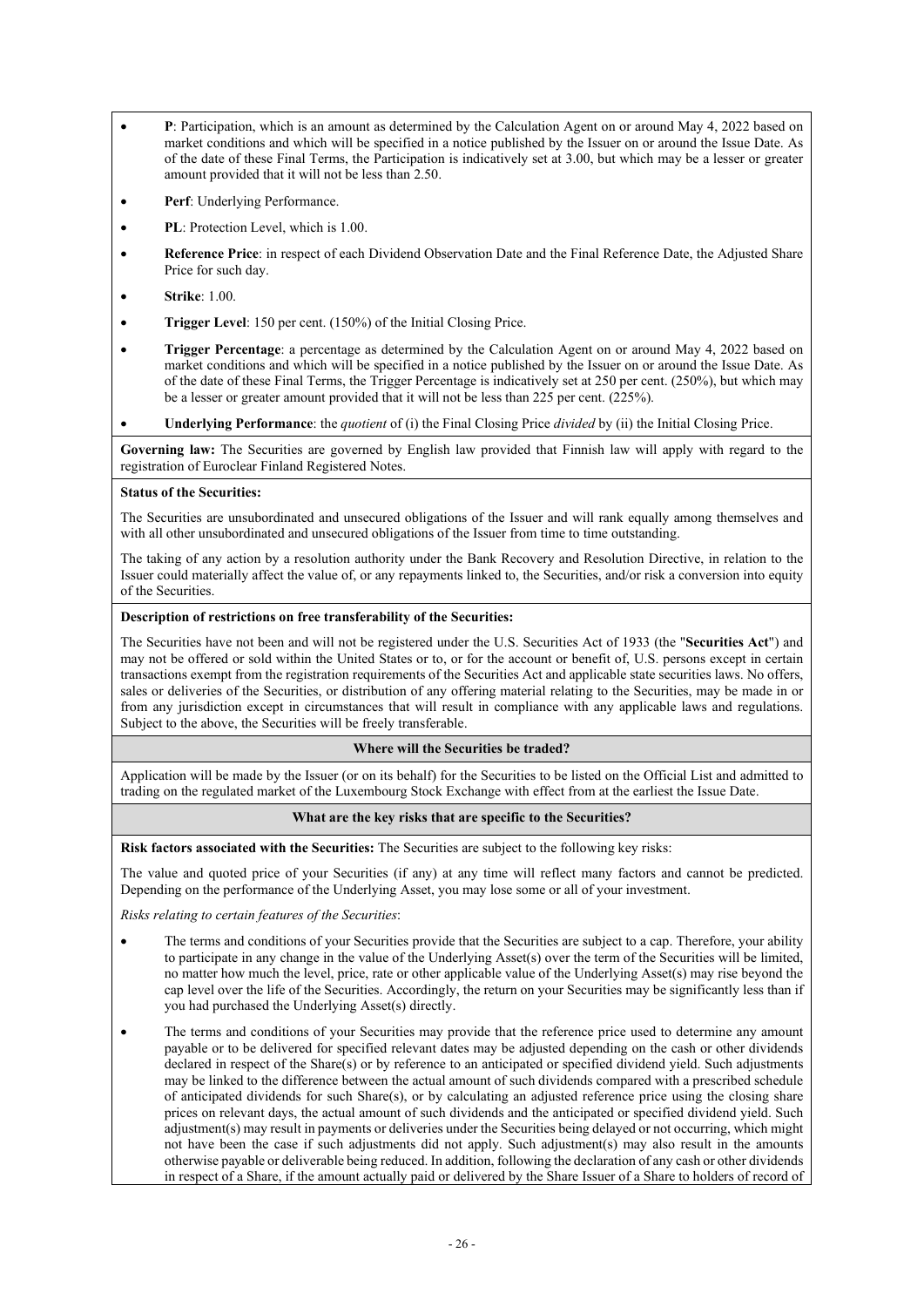- **P**: Participation, which is an amount as determined by the Calculation Agent on or around May 4, 2022 based on market conditions and which will be specified in a notice published by the Issuer on or around the Issue Date. As of the date of these Final Terms, the Participation is indicatively set at 3.00, but which may be a lesser or greater amount provided that it will not be less than 2.50.
- **Perf**: Underlying Performance.
- **PL**: Protection Level, which is 1.00.
- **Reference Price**: in respect of each Dividend Observation Date and the Final Reference Date, the Adjusted Share Price for such day.
- **Strike**: 1.00.
- **Trigger Level**: 150 per cent. (150%) of the Initial Closing Price.
- **Trigger Percentage**: a percentage as determined by the Calculation Agent on or around May 4, 2022 based on market conditions and which will be specified in a notice published by the Issuer on or around the Issue Date. As of the date of these Final Terms, the Trigger Percentage is indicatively set at 250 per cent. (250%), but which may be a lesser or greater amount provided that it will not be less than 225 per cent. (225%).
- **Underlying Performance**: the *quotient* of (i) the Final Closing Price *divided* by (ii) the Initial Closing Price.

**Governing law:** The Securities are governed by English law provided that Finnish law will apply with regard to the registration of Euroclear Finland Registered Notes.

**Status of the Securities:**

The Securities are unsubordinated and unsecured obligations of the Issuer and will rank equally among themselves and with all other unsubordinated and unsecured obligations of the Issuer from time to time outstanding.

The taking of any action by a resolution authority under the Bank Recovery and Resolution Directive, in relation to the Issuer could materially affect the value of, or any repayments linked to, the Securities, and/or risk a conversion into equity of the Securities.

**Description of restrictions on free transferability of the Securities:**

The Securities have not been and will not be registered under the U.S. Securities Act of 1933 (the "**Securities Act**") and may not be offered or sold within the United States or to, or for the account or benefit of, U.S. persons except in certain transactions exempt from the registration requirements of the Securities Act and applicable state securities laws. No offers, sales or deliveries of the Securities, or distribution of any offering material relating to the Securities, may be made in or from any jurisdiction except in circumstances that will result in compliance with any applicable laws and regulations. Subject to the above, the Securities will be freely transferable.

### Where will the Securities be traded?

Application will be made by the Issuer (or on its behalf) for the Securities to be listed on the Official List and admitted to trading on the regulated market of the Luxembourg Stock Exchange with effect from at the earliest the Issue Date.

### What are the key risks that are specific to the Securities?

**Risk factors associated with the Securities:** The Securities are subject to the following key risks:

The value and quoted price of your Securities (if any) at any time will reflect many factors and cannot be predicted. Depending on the performance of the Underlying Asset, you may lose some or all of your investment.

*Risks relating to certain features of the Securities*:

- The terms and conditions of your Securities provide that the Securities are subject to a cap. Therefore, your ability to participate in any change in the value of the Underlying Asset(s) over the term of the Securities will be limited, no matter how much the level, price, rate or other applicable value of the Underlying Asset(s) may rise beyond the cap level over the life of the Securities. Accordingly, the return on your Securities may be significantly less than if you had purchased the Underlying Asset(s) directly.
- The terms and conditions of your Securities may provide that the reference price used to determine any amount payable or to be delivered for specified relevant dates may be adjusted depending on the cash or other dividends declared in respect of the Share(s) or by reference to an anticipated or specified dividend yield. Such adjustments may be linked to the difference between the actual amount of such dividends compared with a prescribed schedule of anticipated dividends for such Share(s), or by calculating an adjusted reference price using the closing share prices on relevant days, the actual amount of such dividends and the anticipated or specified dividend yield. Such adjustment(s) may result in payments or deliveries under the Securities being delayed or not occurring, which might not have been the case if such adjustments did not apply. Such adjustment(s) may also result in the amounts otherwise payable or deliverable being reduced. In addition, following the declaration of any cash or other dividends in respect of a Share, if the amount actually paid or delivered by the Share Issuer of a Share to holders of record of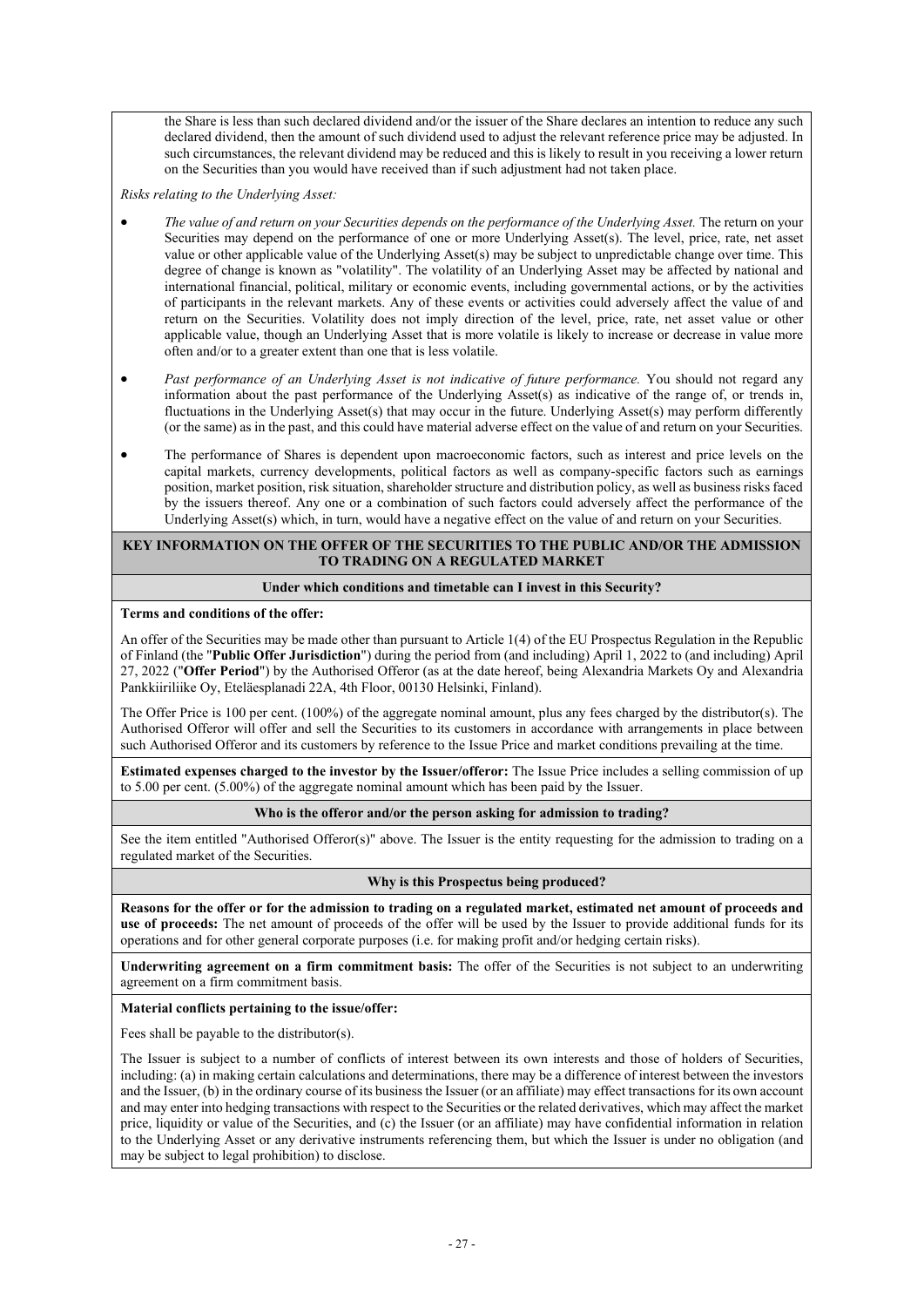the Share is less than such declared dividend and/or the issuer of the Share declares an intention to reduce any such declared dividend, then the amount of such dividend used to adjust the relevant reference price may be adjusted. In such circumstances, the relevant dividend may be reduced and this is likely to result in you receiving a lower return on the Securities than you would have received than if such adjustment had not taken place.

*Risks relating to the Underlying Asset:*

- *The value of and return on your Securities depends on the performance of the Underlying Asset.* The return on your Securities may depend on the performance of one or more Underlying Asset(s). The level, price, rate, net asset value or other applicable value of the Underlying Asset(s) may be subject to unpredictable change over time. This degree of change is known as "volatility". The volatility of an Underlying Asset may be affected by national and international financial, political, military or economic events, including governmental actions, or by the activities of participants in the relevant markets. Any of these events or activities could adversely affect the value of and return on the Securities. Volatility does not imply direction of the level, price, rate, net asset value or other applicable value, though an Underlying Asset that is more volatile is likely to increase or decrease in value more often and/or to a greater extent than one that is less volatile.
- *Past performance of an Underlying Asset is not indicative of future performance.* You should not regard any information about the past performance of the Underlying Asset(s) as indicative of the range of, or trends in, fluctuations in the Underlying Asset(s) that may occur in the future. Underlying Asset(s) may perform differently (or the same) as in the past, and this could have material adverse effect on the value of and return on your Securities.
- The performance of Shares is dependent upon macroeconomic factors, such as interest and price levels on the capital markets, currency developments, political factors as well as company-specific factors such as earnings position, market position, risk situation, shareholder structure and distribution policy, as well as business risks faced by the issuers thereof. Any one or a combination of such factors could adversely affect the performance of the Underlying Asset(s) which, in turn, would have a negative effect on the value of and return on your Securities.

**KEY INFORMATION ON THE OFFER OF THE SECURITIES TO THE PUBLIC AND/OR THE ADMISSION TO TRADING ON A REGULATED MARKET**

**Under which conditions and timetable can I invest in this Security?**

**Terms and conditions of the offer:**

An offer of the Securities may be made other than pursuant to Article 1(4) of the EU Prospectus Regulation in the Republic of Finland (the "**Public Offer Jurisdiction**") during the period from (and including) April 1, 2022 to (and including) April 27, 2022 ("**Offer Period**") by the Authorised Offeror (as at the date hereof, being Alexandria Markets Oy and Alexandria Pankkiiriliike Oy, Eteläesplanadi 22A, 4th Floor, 00130 Helsinki, Finland).

The Offer Price is 100 per cent. (100%) of the aggregate nominal amount, plus any fees charged by the distributor(s). The Authorised Offeror will offer and sell the Securities to its customers in accordance with arrangements in place between such Authorised Offeror and its customers by reference to the Issue Price and market conditions prevailing at the time.

**Estimated expenses charged to the investor by the Issuer/offeror:** The Issue Price includes a selling commission of up to 5.00 per cent. (5.00%) of the aggregate nominal amount which has been paid by the Issuer.

**Who is the offeror and/or the person asking for admission to trading?**

See the item entitled "Authorised Offeror(s)" above. The Issuer is the entity requesting for the admission to trading on a regulated market of the Securities.

**Why is this Prospectus being produced?**

**Reasons for the offer or for the admission to trading on a regulated market, estimated net amount of proceeds and use of proceeds:** The net amount of proceeds of the offer will be used by the Issuer to provide additional funds for its operations and for other general corporate purposes (i.e. for making profit and/or hedging certain risks).

**Underwriting agreement on a firm commitment basis:** The offer of the Securities is not subject to an underwriting agreement on a firm commitment basis.

**Material conflicts pertaining to the issue/offer:**

Fees shall be payable to the distributor(s).

The Issuer is subject to a number of conflicts of interest between its own interests and those of holders of Securities, including: (a) in making certain calculations and determinations, there may be a difference of interest between the investors and the Issuer, (b) in the ordinary course of its business the Issuer (or an affiliate) may effect transactions for its own account and may enter into hedging transactions with respect to the Securities or the related derivatives, which may affect the market price, liquidity or value of the Securities, and (c) the Issuer (or an affiliate) may have confidential information in relation to the Underlying Asset or any derivative instruments referencing them, but which the Issuer is under no obligation (and may be subject to legal prohibition) to disclose.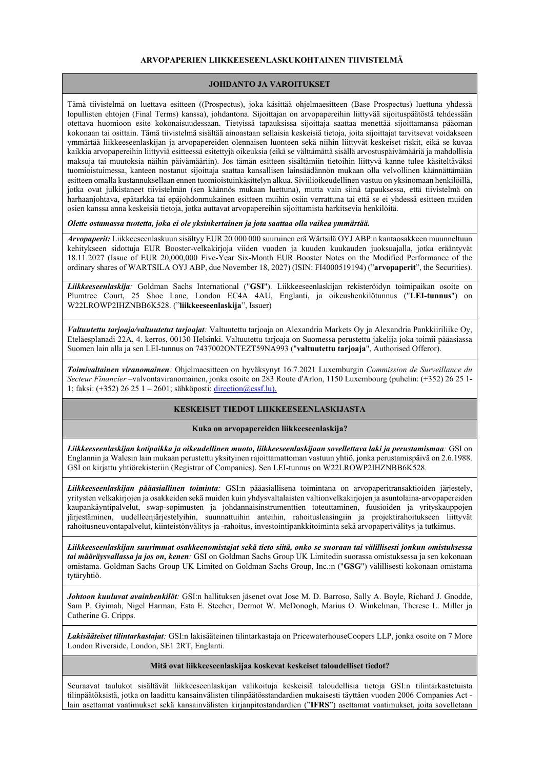**ARVOPAPERIEN LIIKKEESEENLASKUKOHTAINEN TIIVISTELMÄ**

## JOHDANTO JA VAROITUKSET

Tämä tiivistelmä on luettava esitteen ((Prospectus), joka käsittää ohjelmaesitteen (Base Prospectus) luettuna yhdessä lopullisten ehtojen (Final Terms) kanssa), johdantona. Sijoittajan on arvopapereihin liittyvää sijoituspäätöstä tehdessään otettava huomioon esite kokonaisuudessaan. Tietyissä tapauksissa sijoittaja saattaa menettää sijoittamansa pääoman kokonaan tai osittain. Tämä tiivistelmä sisältää ainoastaan sellaisia keskeisiä tietoja, joita sijoittajat tarvitsevat voidakseen ymmärtää liikkeeseenlaskijan ja arvopapereiden olennaisen luonteen sekä niihin liittyvät keskeiset riskit, eikä se kuvaa kaikkia arvopapereihin liittyviä esitteessä esitettyjä oikeuksia (eikä se välttämättä sisällä arvostuspäivämääriä ja mahdollisia maksuja tai muutoksia näihin päivämääriin). Jos tämän esitteen sisältämiin tietoihin liittyvä kanne tulee käsiteltäväksi tuomioistuimessa, kanteen nostanut sijoittaja saattaa kansallisen lainsäädännön mukaan olla velvollinen käännättämään esitteen omalla kustannuksellaan ennen tuomioistuinkäsittelyn alkua. Siviilioikeudellinen vastuu on yksinomaan henkilöillä, jotka ovat julkistaneet tiivistelmän (sen käännös mukaan luettuna), mutta vain siinä tapauksessa, että tiivistelmä on harhaanjohtava, epätarkka tai epäjohdonmukainen esitteen muihin osiin verrattuna tai että se ei yhdessä esitteen muiden osien kanssa anna keskeisiä tietoja, jotka auttavat arvopapereihin sijoittamista harkitsevia henkilöitä.

***Olette ostamassa tuotetta, joka ei ole yksinkertainen ja jota saattaa olla vaikea ymmärtää.***

***Arvopaperit:*** Liikkeeseenlaskuun sisältyy EUR 20 000 000 suuruinen erä Wärtsilä OYJ ABP:n kantaosakkeen muunneltuun kehitykseen sidottuja EUR Booster-velkakirjoja viiden vuoden ja kuuden kuukauden juoksuajalla, jotka erääntyvät 18.11.2027 (Issue of EUR 20,000,000 Five-Year Six-Month EUR Booster Notes on the Modified Performance of the ordinary shares of WARTSILA OYJ ABP, due November 18, 2027) (ISIN: FI4000519194) ("**arvopaperit**", the Securities).

***Liikkeeseenlaskija:*** Goldman Sachs International ("**GSI**"). Liikkeeseenlaskijan rekisteröidyn toimipaikan osoite on Plumtree Court, 25 Shoe Lane, London EC4A 4AU, Englanti, ja oikeushenkilötunnus ("**LEI-tunnus**") on W22LROWP2IHZNBB6K528. ("**liikkeeseenlaskija**", Issuer)

***Valtuutettu tarjoaja/valtuutetut tarjoajat:*** Valtuutettu tarjoaja on Alexandria Markets Oy ja Alexandria Pankkiiriliike Oy, Eteläesplanadi 22A, 4. kerros, 00130 Helsinki. Valtuutettu tarjoaja on Suomessa perustettu jakelija joka toimii pääasiassa Suomen lain alla ja sen LEI-tunnus on 7437002ONTEZT59NA993 ("**valtuutettu tarjoaja**", Authorised Offeror).

***Toimivaltainen viranomainen:*** Ohjelmaesitteen on hyväksynyt 16.7.2021 Luxemburgin *Commission de Surveillance du Secteur Financier* –valvontaviranomainen, jonka osoite on 283 Route d'Arlon, 1150 Luxembourg (puhelin: (+352) 26 25 1-1; faksi: (+352) 26 25 1 – 2601; sähköposti: direction@cssf.lu).

## KESKEISET TIEDOT LIIKKEESEENLASKIJASTA

### Kuka on arvopapereiden liikkeeseenlaskija?

***Liikkeeseenlaskijan kotipaikka ja oikeudellinen muoto, liikkeeseenlaskijaan sovellettava laki ja perustamismaa:*** GSI on Englannin ja Walesin lain mukaan perustettu yksityinen rajoittamattoman vastuun yhtiö, jonka perustamispäivä on 2.6.1988. GSI on kirjattu yhtiörekisteriin (Registrar of Companies). Sen LEI-tunnus on W22LROWP2IHZNBB6K528.

***Liikkeeseenlaskijan pääasiallinen toiminta:*** GSI:n pääasiallisena toimintana on arvopaperitransaktioiden järjestely, yritysten velkakirjojen ja osakkeiden sekä muiden kuin yhdysvaltalaisten valtionvelkakirjojen ja asuntolaina-arvopapereiden kaupankäyntipalvelut, swap-sopimusten ja johdannaisinstrumenttien toteuttaminen, fuusioiden ja yrityskauppojen järjestäminen, uudelleenjärjestelyihin, suunnattuihin anteihin, rahoitusleasingiin ja projektirahoitukseen liittyvät rahoitusneuvontapalvelut, kiinteistönvälitys ja -rahoitus, investointipankkitoiminta sekä arvopaperivälitys ja tutkimus.

***Liikkeeseenlaskijan suurimmat osakkeenomistajat sekä tieto siitä, onko se suoraan tai välillisesti jonkun omistuksessa tai määräysvallassa ja jos on, kenen:*** GSI on Goldman Sachs Group UK Limitedin suorassa omistuksessa ja sen kokonaan omistama. Goldman Sachs Group UK Limited on Goldman Sachs Group, Inc.:n ("**GSG**") välillisesti kokonaan omistama tytäryhtiö.

***Johtoon kuuluvat avainhenkilöt:*** GSI:n hallituksen jäsenet ovat Jose M. D. Barroso, Sally A. Boyle, Richard J. Gnodde, Sam P. Gyimah, Nigel Harman, Esta E. Stecher, Dermot W. McDonogh, Marius O. Winkelman, Therese L. Miller ja Catherine G. Cripps.

***Lakisääteiset tilintarkastajat:*** GSI:n lakisääteinen tilintarkastaja on PricewaterhouseCoopers LLP, jonka osoite on 7 More London Riverside, London, SE1 2RT, Englanti.

### Mitä ovat liikkeeseenlaskijaa koskevat keskeiset taloudelliset tiedot?

Seuraavat taulukot sisältävät liikkeeseenlaskijan valikoituja keskeisiä taloudellisia tietoja GSI:n tilintarkastetuista tilinpäätöksistä, jotka on laadittu kansainvälisten tilinpäätösstandardien mukaisesti täyttäen vuoden 2006 Companies Act -lain asettamat vaatimukset sekä kansainvälisten kirjanpitostandardien ("**IFRS**") asettamat vaatimukset, joita sovelletaan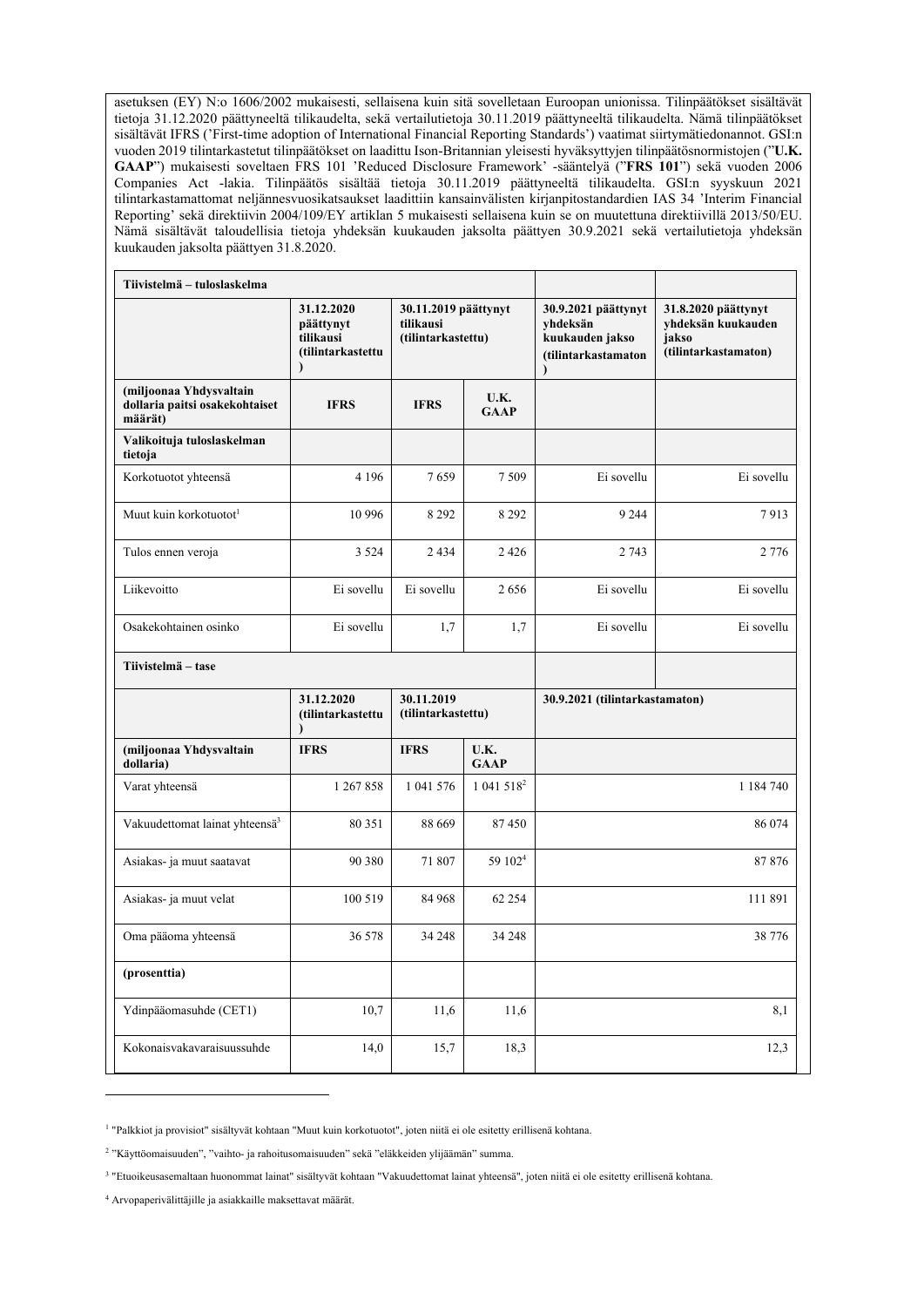asetuksen (EY) N:o 1606/2002 mukaisesti, sellaisena kuin sitä sovelletaan Euroopan unionissa. Tilinpäätökset sisältävät tietoja 31.12.2020 päättyneeltä tilikaudelta, sekä vertailutietoja 30.11.2019 päättyneeltä tilikaudelta. Nämä tilinpäätökset sisältävät IFRS ('First-time adoption of International Financial Reporting Standards') vaatimat siirtymätiedonannot. GSI:n vuoden 2019 tilintarkastetut tilinpäätökset on laadittu Ison-Britannian yleisesti hyväksyttyjen tilinpäätösnormistojen ("**U.K. GAAP**") mukaisesti soveltaen FRS 101 'Reduced Disclosure Framework' -sääntelyä ("**FRS 101**") sekä vuoden 2006 Companies Act -lakia. Tilinpäätös sisältää tietoja 30.11.2019 päättyneeltä tilikaudelta. GSI:n syyskuun 2021 tilintarkastamattomat neljännesvuosikatsaukset laadittiin kansainvälisten kirjanpitostandardien IAS 34 'Interim Financial Reporting' sekä direktiivin 2004/109/EY artiklan 5 mukaisesti sellaisena kuin se on muutettuna direktiivillä 2013/50/EU. Nämä sisältävät taloudellisia tietoja yhdeksän kuukauden jaksolta päättyen 30.9.2021 sekä vertailutietoja yhdeksän kuukauden jaksolta päättyen 31.8.2020.

| **Tiivistelmä – tuloslaskelma** | | | | | |
|---|---|---|---|---|---|
| | **31.12.2020 päättynyt tilikausi (tilintarkastettu)** | **30.11.2019 päättynyt tilikausi (tilintarkastettu)** | | **30.9.2021 päättynyt yhdeksän kuukauden jakso (tilintarkastamaton)** | **31.8.2020 päättynyt yhdeksän kuukauden jakso (tilintarkastamaton)** |
| **(miljoonaa Yhdysvaltain dollaria paitsi osakekohtaiset määrät)** | **IFRS** | **IFRS** | **U.K. GAAP** | | |
| **Valikoituja tuloslaskelman tietoja** | | | | | |
| Korkotuotot yhteensä | 4 196 | 7 659 | 7 509 | Ei sovellu | Ei sovellu |
| Muut kuin korkotuotot[1] | 10 996 | 8 292 | 8 292 | 9 244 | 7 913 |
| Tulos ennen veroja | 3 524 | 2 434 | 2 426 | 2 743 | 2 776 |
| Liikevoitto | Ei sovellu | Ei sovellu | 2 656 | Ei sovellu | Ei sovellu |
| Osakekohtainen osinko | Ei sovellu | 1,7 | 1,7 | Ei sovellu | Ei sovellu |

| **Tiivistelmä – tase** | | | | |
|---|---|---|---|---|
| | **31.12.2020 (tilintarkastettu)** | **30.11.2019 (tilintarkastettu)** | | **30.9.2021 (tilintarkastamaton)** |
| **(miljoonaa Yhdysvaltain dollaria)** | **IFRS** | **IFRS** | **U.K. GAAP** | |
| Varat yhteensä | 1 267 858 | 1 041 576 | 1 041 518[2] | 1 184 740 |
| Vakuudettomat lainat yhteensä[3] | 80 351 | 88 669 | 87 450 | 86 074 |
| Asiakas- ja muut saatavat | 90 380 | 71 807 | 59 102[4] | 87 876 |
| Asiakas- ja muut velat | 100 519 | 84 968 | 62 254 | 111 891 |
| Oma pääoma yhteensä | 36 578 | 34 248 | 34 248 | 38 776 |
| **(prosenttia)** | | | | |
| Ydinpääomasuhde (CET1) | 10,7 | 11,6 | 11,6 | 8,1 |
| Kokonaisvakavaraisuussuhde | 14,0 | 15,7 | 18,3 | 12,3 |

[1] "Palkkiot ja provisiot" sisältyvät kohtaan "Muut kuin korkotuotot", joten niitä ei ole esitetty erillisenä kohtana.

[2] "Käyttöomaisuuden", "vaihto- ja rahoitusomaisuuden" sekä "eläkkeiden ylijäämän" summa.

[3] "Etuoikeusasemaltaan huonommat lainat" sisältyvät kohtaan "Vakuudettomat lainat yhteensä", joten niitä ei ole esitetty erillisenä kohtana.

[4] Arvopaperivälittäjille ja asiakkaille maksettavat määrät.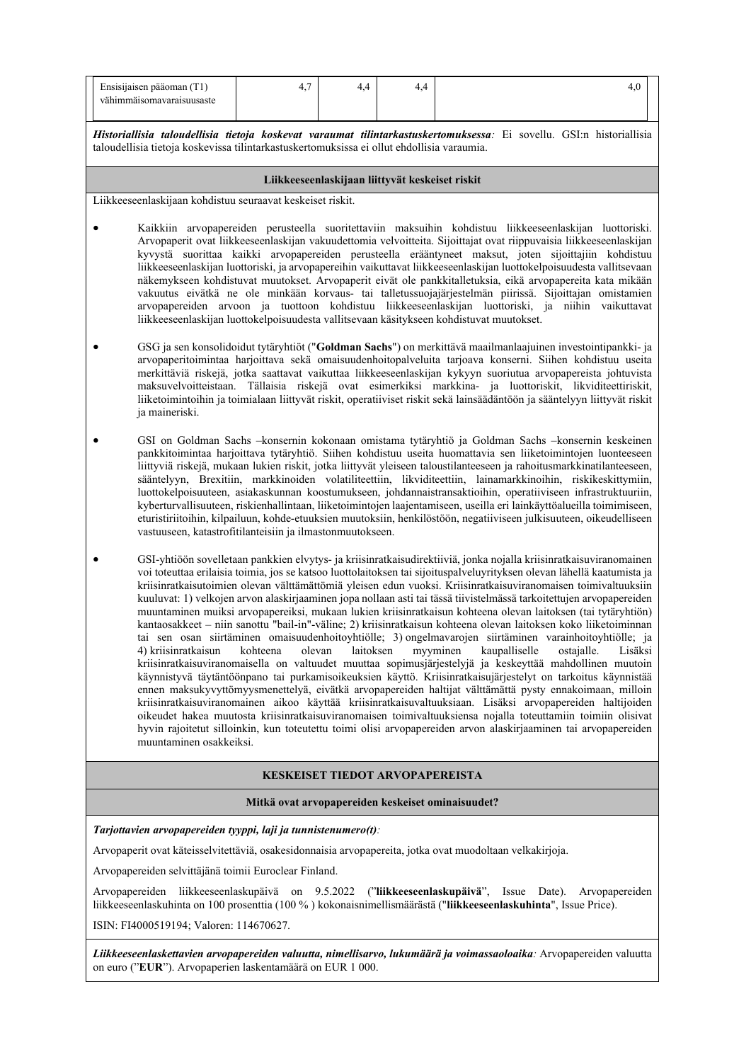| Ensisijaisen pääoman (T1) vähimmäisomavaraisuusaste | 4,7 | 4,4 | 4,4 | 4,0 |
|---|---|---|---|---|

***Historiallisia taloudellisia tietoja koskevat varaumat tilintarkastuskertomuksessa:*** Ei sovellu. GSI:n historiallisia taloudellisia tietoja koskevissa tilintarkastuskertomuksissa ei ollut ehdollisia varaumia.

**Liikkeeseenlaskijaan liittyvät keskeiset riskit**

Liikkeeseenlaskijaan kohdistuu seuraavat keskeiset riskit.

- Kaikkiin arvopapereiden perusteella suoritettaviin maksuihin kohdistuu liikkeeseenlaskijan luottoriski. Arvopaperit ovat liikkeeseenlaskijan vakuudettomia velvoitteita. Sijoittajat ovat riippuvaisia liikkeeseenlaskijan kyvystä suorittaa kaikki arvopapereiden perusteella erääntyneet maksut, joten sijoittajiin kohdistuu liikkeeseenlaskijan luottoriski, ja arvopapereihin vaikuttavat liikkeeseenlaskijan luottokelpoisuudesta vallitsevaan näkemykseen kohdistuvat muutokset. Arvopaperit eivät ole pankkitalletuksia, eikä arvopapereita kata mikään vakuutus eivätkä ne ole minkään korvaus- tai talletussuojajärjestelmän piirissä. Sijoittajan omistamien arvopapereiden arvoon ja tuottoon kohdistuu liikkeeseenlaskijan luottoriski, ja niihin vaikuttavat liikkeeseenlaskijan luottokelpoisuudesta vallitsevaan käsitykseen kohdistuvat muutokset.

- GSG ja sen konsolidoidut tytäryhtiöt ("**Goldman Sachs**") on merkittävä maailmanlaajuinen investointipankki- ja arvopaperitoimintaa harjoittava sekä omaisuudenhoitopalveluita tarjoava konserni. Siihen kohdistuu useita merkittäviä riskejä, jotka saattavat vaikuttaa liikkeeseenlaskijan kykyyn suoriutua arvopapereista johtuvista maksuvelvoitteistaan. Tällaisia riskejä ovat esimerkiksi markkina- ja luottoriskit, likviditeettiriskit, liiketoimintoihin ja toimialaan liittyvät riskit, operatiiviset riskit sekä lainsäädäntöön ja sääntelyyn liittyvät riskit ja maineriski.

- GSI on Goldman Sachs –konsernin kokonaan omistama tytäryhtiö ja Goldman Sachs –konsernin keskeinen pankkitoimintaa harjoittava tytäryhtiö. Siihen kohdistuu useita huomattavia sen liiketoimintojen luonteeseen liittyviä riskejä, mukaan lukien riskit, jotka liittyvät yleiseen taloustilanteeseen ja rahoitusmarkkinatilanteeseen, sääntelyyn, Brexitiin, markkinoiden volatiliteettiin, likviditeettiin, lainamarkkinoihin, riskikeskittymiin, luottokelpoisuuteen, asiakaskunnan koostumukseen, johdannaistransaktioihin, operatiiviseen infrastruktuuriin, kyberturvallisuuteen, riskienhallintaan, liiketoimintojen laajentamiseen, useilla eri lainkäyttöalueilla toimimiseen, eturistiriitoihin, kilpailuun, kohde-etuuksien muutoksiin, henkilöstöön, negatiiviseen julkisuuteen, oikeudelliseen vastuuseen, katastrofitilanteisiin ja ilmastonmuutokseen.

- GSI-yhtiöön sovelletaan pankkien elvytys- ja kriisinratkaisudirektiiviä, jonka nojalla kriisinratkaisuviranomainen voi toteuttaa erilaisia toimia, jos se katsoo luottolaitoksen tai sijoituspalveluyrityksen olevan lähellä kaatumista ja kriisinratkaisutoimien olevan välttämättömiä yleisen edun vuoksi. Kriisinratkaisuviranomaisen toimivaltuuksiin kuuluvat: 1) velkojen arvon alaskirjaaminen jopa nollaan asti tai tässä tiivistelmässä tarkoitettujen arvopapereiden muuntaminen muiksi arvopapereiksi, mukaan lukien kriisinratkaisun kohteena olevan laitoksen (tai tytäryhtiön) kantaosakkeet – niin sanottu "bail-in"-väline; 2) kriisinratkaisun kohteena olevan laitoksen koko liiketoiminnan tai sen osan siirtäminen omaisuudenhoitoyhtiölle; 3) ongelmavarojen siirtäminen varainhoitoyhtiölle; ja 4) kriisinratkaisun kohteena olevan laitoksen myyminen kaupalliselle ostajalle. Lisäksi kriisinratkaisuviranomaisella on valtuudet muuttaa sopimusjärjestelyjä ja keskeyttää mahdollinen muutoin käynnistyvä täytäntöönpano tai purkamisoikeuksien käyttö. Kriisinratkaisujärjestelyt on tarkoitus käynnistää ennen maksukyvyttömyysmenettelyä, eivätkä arvopapereiden haltijat välttämättä pysty ennakoimaan, milloin kriisinratkaisuviranomainen aikoo käyttää kriisinratkaisuvaltuuksiaan. Lisäksi arvopapereiden haltijoiden oikeudet hakea muutosta kriisinratkaisuviranomaisen toimivaltuuksiensa nojalla toteuttamiin toimiin olisivat hyvin rajoitetut silloinkin, kun toteutettu toimi olisi arvopapereiden arvon alaskirjaaminen tai arvopapereiden muuntaminen osakkeiksi.

**KESKEISET TIEDOT ARVOPAPEREISTA**

**Mitkä ovat arvopapereiden keskeiset ominaisuudet?**

***Tarjottavien arvopapereiden tyyppi, laji ja tunnistenumero(t):***

Arvopaperit ovat käteisselvitettäviä, osakesidonnaisia arvopapereita, jotka ovat muodoltaan velkakirjoja.

Arvopapereiden selvittäjänä toimii Euroclear Finland.

Arvopapereiden liikkeeseenlaskupäivä on 9.5.2022 ("**liikkeeseenlaskupäivä**", Issue Date). Arvopapereiden liikkeeseenlaskuhinta on 100 prosenttia (100 % ) kokonaisnimellismäärästä ("**liikkeeseenlaskuhinta**", Issue Price).

ISIN: FI4000519194; Valoren: 114670627.

***Liikkeeseenlaskettavien arvopapereiden valuutta, nimellisarvo, lukumäärä ja voimassaoloaika:*** Arvopapereiden valuutta on euro ("**EUR**"). Arvopaperien laskentamäärä on EUR 1 000.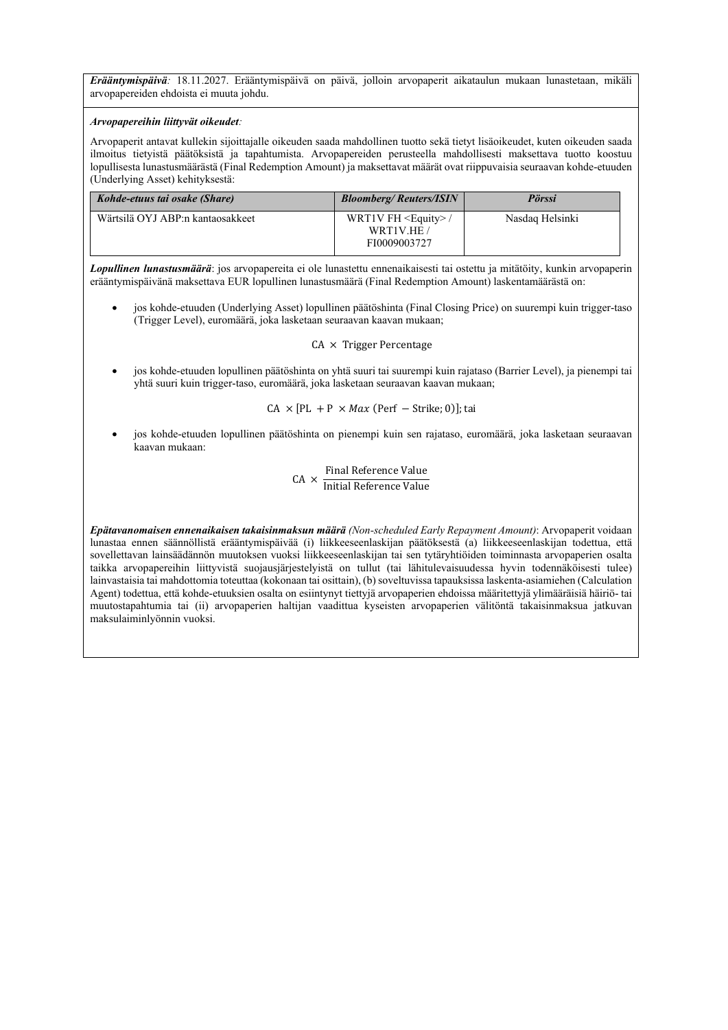***Erääntymispäivä**:* 18.11.2027. Erääntymispäivä on päivä, jolloin arvopaperit aikataulun mukaan lunastetaan, mikäli arvopapereiden ehdoista ei muuta johdu.

***Arvopapereihin liittyvät oikeudet**:*

Arvopaperit antavat kullekin sijoittajalle oikeuden saada mahdollinen tuotto sekä tietyt lisäoikeudet, kuten oikeuden saada ilmoitus tietyistä päätöksistä ja tapahtumista. Arvopapereiden perusteella mahdollisesti maksettava tuotto koostuu lopullisesta lunastusmäärästä (Final Redemption Amount) ja maksettavat määrät ovat riippuvaisia seuraavan kohde-etuuden (Underlying Asset) kehityksestä:

| *Kohde-etuus tai osake (Share)* | *Bloomberg/ Reuters/ISIN* | *Pörssi* |
|---|---|---|
| Wärtsilä OYJ ABP:n kantaosakkeet | WRT1V FH <Equity> / WRT1V.HE / FI0009003727 | Nasdaq Helsinki |

***Lopullinen lunastusmäärä***: jos arvopapereita ei ole lunastettu ennenaikaisesti tai ostettu ja mitätöity, kunkin arvopaperin erääntymispäivänä maksettava EUR lopullinen lunastusmäärä (Final Redemption Amount) laskentamäärästä on:

- jos kohde-etuuden (Underlying Asset) lopullinen päätöshinta (Final Closing Price) on suurempi kuin trigger-taso (Trigger Level), euromäärä, joka lasketaan seuraavan kaavan mukaan;

$$\text{CA} \times \text{Trigger Percentage}$$

- jos kohde-etuuden lopullinen päätöshinta on yhtä suuri tai suurempi kuin rajataso (Barrier Level), ja pienempi tai yhtä suuri kuin trigger-taso, euromäärä, joka lasketaan seuraavan kaavan mukaan;

$$\text{CA} \times [\text{PL} + \text{P} \times Max\,(\text{Perf} - \text{Strike}; 0)];\ \text{tai}$$

- jos kohde-etuuden lopullinen päätöshinta on pienempi kuin sen rajataso, euromäärä, joka lasketaan seuraavan kaavan mukaan:

$$\text{CA} \times \frac{\text{Final Reference Value}}{\text{Initial Reference Value}}$$

***Epätavanomaisen ennenaikaisen takaisinmaksun määrä** (Non-scheduled Early Repayment Amount)*: Arvopaperit voidaan lunastaa ennen säännöllistä erääntymispäivää (i) liikkeeseenlaskijan päätöksestä (a) liikkeeseenlaskijan todettua, että sovellettavan lainsäädännön muutoksen vuoksi liikkeeseenlaskijan tai sen tytäryhtiöiden toiminnasta arvopaperien osalta taikka arvopapereihin liittyvistä suojausjärjestelyistä on tullut (tai lähitulevaisuudessa hyvin todennäköisesti tulee) lainvastaisia tai mahdottomia toteuttaa (kokonaan tai osittain), (b) soveltuvissa tapauksissa laskenta-asiamiehen (Calculation Agent) todettua, että kohde-etuuksien osalta on esiintynyt tiettyjä arvopaperien ehdoissa määritettyjä ylimääräisiä häiriö- tai muutostapahtumia tai (ii) arvopaperien haltijan vaadittua kyseisten arvopaperien välitöntä takaisinmaksua jatkuvan maksulaiminlyönnin vuoksi.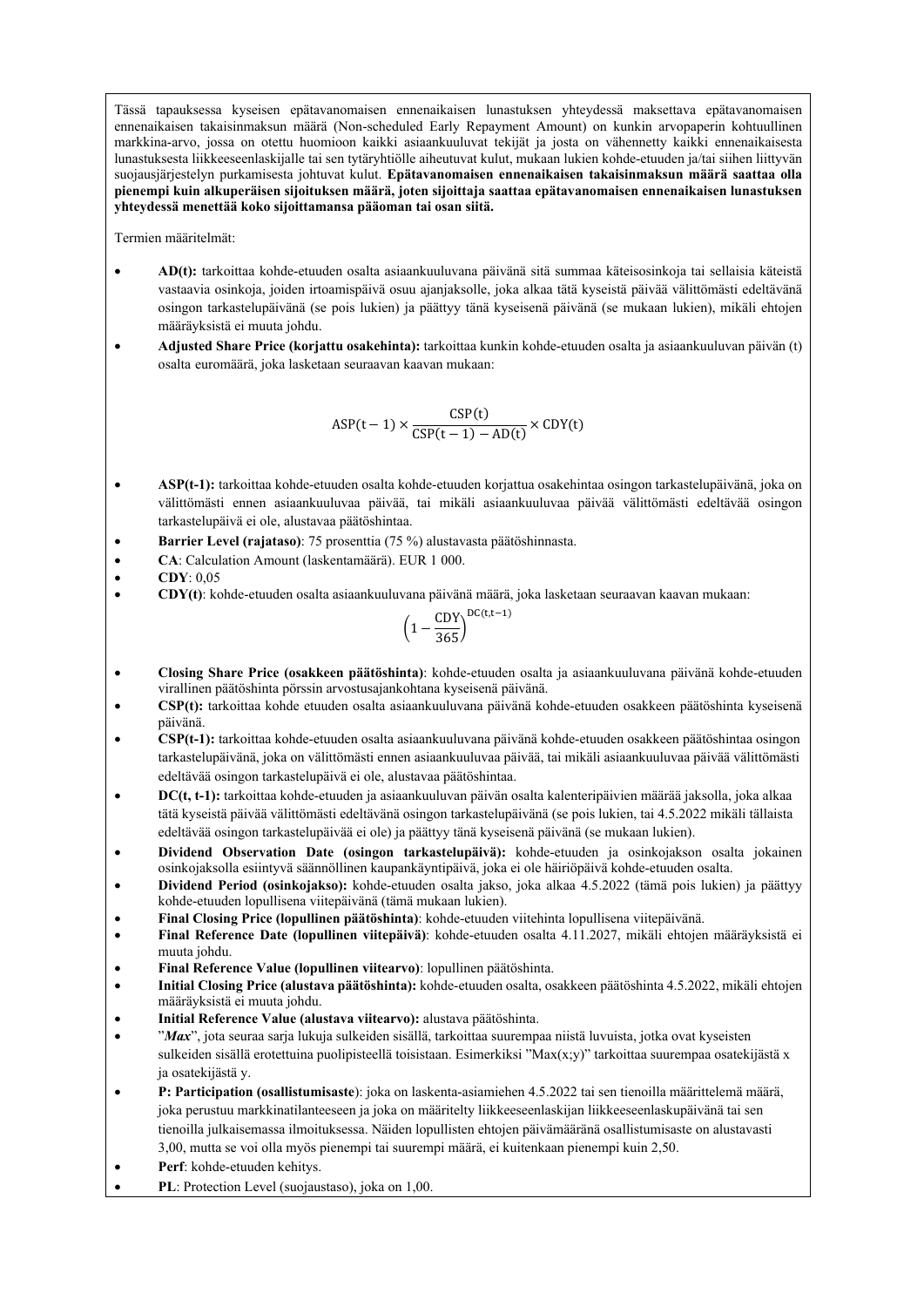Tässä tapauksessa kyseisen epätavanomaisen ennenaikaisen lunastuksen yhteydessä maksettava epätavanomaisen ennenaikaisen takaisinmaksun määrä (Non-scheduled Early Repayment Amount) on kunkin arvopaperin kohtuullinen markkina-arvo, jossa on otettu huomioon kaikki asiaankuuluvat tekijät ja josta on vähennetty kaikki ennenaikaisesta lunastuksesta liikkeeseenlaskijalle tai sen tytäryhtiölle aiheutuvat kulut, mukaan lukien kohde-etuuden ja/tai siihen liittyvän suojausjärjestelyn purkamisesta johtuvat kulut. **Epätavanomaisen ennenaikaisen takaisinmaksun määrä saattaa olla pienempi kuin alkuperäisen sijoituksen määrä, joten sijoittaja saattaa epätavanomaisen ennenaikaisen lunastuksen yhteydessä menettää koko sijoittamansa pääoman tai osan siitä.**

Termien määritelmät:

- **AD(t):** tarkoittaa kohde-etuuden osalta asiaankuuluvana päivänä sitä summaa käteisosinkoja tai sellaisia käteistä vastaavia osinkoja, joiden irtoamispäivä osuu ajanjaksolle, joka alkaa tätä kyseistä päivää välittömästi edeltävänä osingon tarkastelupäivänä (se pois lukien) ja päättyy tänä kyseisenä päivänä (se mukaan lukien), mikäli ehtojen määräyksistä ei muuta johdu.
- **Adjusted Share Price (korjattu osakehinta):** tarkoittaa kunkin kohde-etuuden osalta ja asiaankuuluvan päivän (t) osalta euromäärä, joka lasketaan seuraavan kaavan mukaan:

$$\mathrm{ASP(t-1)} \times \frac{\mathrm{CSP(t)}}{\mathrm{CSP(t-1)} - \mathrm{AD(t)}} \times \mathrm{CDY(t)}$$

- **ASP(t-1):** tarkoittaa kohde-etuuden osalta kohde-etuuden korjattua osakehintaa osingon tarkastelupäivänä, joka on välittömästi ennen asiaankuuluvaa päivää, tai mikäli asiaankuuluvaa päivää välittömästi edeltävää osingon tarkastelupäivä ei ole, alustavaa päätöshintaa.
- **Barrier Level (rajataso)**: 75 prosenttia (75 %) alustavasta päätöshinnasta.
- **CA**: Calculation Amount (laskentamäärä). EUR 1 000.
- **CDY**: 0,05
- **CDY(t)**: kohde-etuuden osalta asiaankuuluvana päivänä määrä, joka lasketaan seuraavan kaavan mukaan:

$$\left(1 - \frac{\mathrm{CDY}}{365}\right)^{\mathrm{DC(t,t-1)}}$$

- **Closing Share Price (osakkeen päätöshinta)**: kohde-etuuden osalta ja asiaankuuluvana päivänä kohde-etuuden virallinen päätöshinta pörssin arvostusajankohtana kyseisenä päivänä.
- **CSP(t):** tarkoittaa kohde etuuden osalta asiaankuuluvana päivänä kohde-etuuden osakkeen päätöshinta kyseisenä päivänä.
- **CSP(t-1):** tarkoittaa kohde-etuuden osalta asiaankuuluvana päivänä kohde-etuuden osakkeen päätöshintaa osingon tarkastelupäivänä, joka on välittömästi ennen asiaankuuluvaa päivää, tai mikäli asiaankuuluvaa päivää välittömästi edeltävää osingon tarkastelupäivä ei ole, alustavaa päätöshintaa.
- **DC(t, t-1):** tarkoittaa kohde-etuuden ja asiaankuuluvan päivän osalta kalenteripäivien määrää jaksolla, joka alkaa tätä kyseistä päivää välittömästi edeltävänä osingon tarkastelupäivänä (se pois lukien, tai 4.5.2022 mikäli tällaista edeltävää osingon tarkastelupäivää ei ole) ja päättyy tänä kyseisenä päivänä (se mukaan lukien).
- **Dividend Observation Date (osingon tarkastelupäivä):** kohde-etuuden ja osinkojakson osalta jokainen osinkojaksolla esiintyvä säännöllinen kaupankäyntipäivä, joka ei ole häiriöpäivä kohde-etuuden osalta.
- **Dividend Period (osinkojakso):** kohde-etuuden osalta jakso, joka alkaa 4.5.2022 (tämä pois lukien) ja päättyy kohde-etuuden lopullisena viitepäivänä (tämä mukaan lukien).
- **Final Closing Price (lopullinen päätöshinta)**: kohde-etuuden viitehinta lopullisena viitepäivänä.
- **Final Reference Date (lopullinen viitepäivä)**: kohde-etuuden osalta 4.11.2027, mikäli ehtojen määräyksistä ei muuta johdu.
- **Final Reference Value (lopullinen viitearvo)**: lopullinen päätöshinta.
- **Initial Closing Price (alustava päätöshinta):** kohde-etuuden osalta, osakkeen päätöshinta 4.5.2022, mikäli ehtojen määräyksistä ei muuta johdu.
- **Initial Reference Value (alustava viitearvo):** alustava päätöshinta.
- "*Max*", jota seuraa sarja lukuja sulkeiden sisällä, tarkoittaa suurempaa niistä luvuista, jotka ovat kyseisten sulkeiden sisällä erotettuina puolipisteellä toisistaan. Esimerkiksi "Max(x;y)" tarkoittaa suurempaa osatekijästä x ja osatekijästä y.
- **P: Participation (osallistumisaste**): joka on laskenta-asiamiehen 4.5.2022 tai sen tienoilla määrittelemä määrä, joka perustuu markkinatilanteeseen ja joka on määritelty liikkeeseenlaskijan liikkeeseenlaskupäivänä tai sen tienoilla julkaisemassa ilmoituksessa. Näiden lopullisten ehtojen päivämääränä osallistumisaste on alustavasti 3,00, mutta se voi olla myös pienempi tai suurempi määrä, ei kuitenkaan pienempi kuin 2,50.
- **Perf**: kohde-etuuden kehitys.
- **PL**: Protection Level (suojaustaso), joka on 1,00.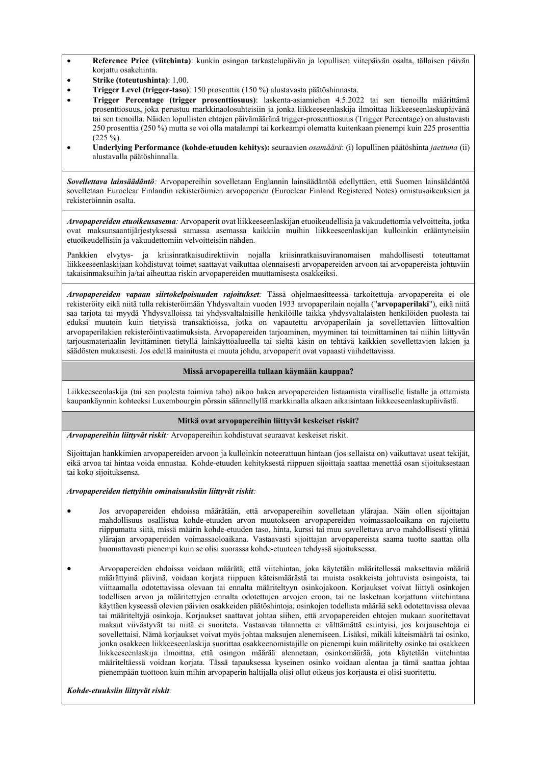- **Reference Price (viitehinta)**: kunkin osingon tarkastelupäivän ja lopullisen viitepäivän osalta, tällaisen päivän korjattu osakehinta.
- **Strike (toteutushinta)**: 1,00.
- **Trigger Level (trigger-taso)**: 150 prosenttia (150 %) alustavasta päätöshinnasta.
- **Trigger Percentage (trigger prosenttiosuus)**: laskenta-asiamiehen 4.5.2022 tai sen tienoilla määrittämä prosenttiosuus, joka perustuu markkinaolosuhteisiin ja jonka liikkeeseenlaskija ilmoittaa liikkeeseenlaskupäivänä tai sen tienoilla. Näiden lopullisten ehtojen päivämääränä trigger-prosenttiosuus (Trigger Percentage) on alustavasti 250 prosenttia (250 %) mutta se voi olla matalampi tai korkeampi olematta kuitenkaan pienempi kuin 225 prosenttia (225 %).
- **Underlying Performance (kohde-etuuden kehitys):** seuraavien *osamäärä*: (i) lopullinen päätöshinta *jaettuna* (ii) alustavalla päätöshinnalla.

***Sovellettava lainsäädäntö:*** Arvopapereihin sovelletaan Englannin lainsäädäntöä edellyttäen, että Suomen lainsäädäntöä sovelletaan Euroclear Finlandin rekisteröimien arvopaperien (Euroclear Finland Registered Notes) omistusoikeuksien ja rekisteröinnin osalta.

***Arvopapereiden etuoikeusasema:*** Arvopaperit ovat liikkeeseenlaskijan etuoikeudellisia ja vakuudettomia velvoitteita, jotka ovat maksunsaantijärjestyksessä samassa asemassa kaikkiin muihin liikkeeseenlaskijan kulloinkin erääntyneisiin etuoikeudellisiin ja vakuudettomiin velvoitteisiin nähden.

Pankkien elvytys- ja kriisinratkaisudirektiivin nojalla kriisinratkaisuviranomaisen mahdollisesti toteuttamat liikkeeseenlaskijaan kohdistuvat toimet saattavat vaikuttaa olennaisesti arvopapereiden arvoon tai arvopapereista johtuviin takaisinmaksuihin ja/tai aiheuttaa riskin arvopapereiden muuttamisesta osakkeiksi.

***Arvopapereiden vapaan siirtokelpoisuuden rajoitukset:*** Tässä ohjelmaesitteessä tarkoitettuja arvopapereita ei ole rekisteröity eikä niitä tulla rekisteröimään Yhdysvaltain vuoden 1933 arvopaperilain nojalla ("**arvopaperilaki**"), eikä niitä saa tarjota tai myydä Yhdysvalloissa tai yhdysvaltalaisille henkilöille taikka yhdysvaltalaisten henkilöiden puolesta tai eduksi muutoin kuin tietyissä transaktioissa, jotka on vapautettu arvopaperilain ja sovellettavien liittovaltion arvopaperilakien rekisteröintivaatimuksista. Arvopapereiden tarjoaminen, myyminen tai toimittaminen tai niihin liittyvän tarjousmateriaalin levittäminen tietyllä lainkäyttöalueella tai sieltä käsin on tehtävä kaikkien sovellettavien lakien ja säädösten mukaisesti. Jos edellä mainitusta ei muuta johdu, arvopaperit ovat vapaasti vaihdettavissa.

**Missä arvopapereilla tullaan käymään kauppaa?**

Liikkeeseenlaskija (tai sen puolesta toimiva taho) aikoo hakea arvopapereiden listaamista viralliselle listalle ja ottamista kaupankäynnin kohteeksi Luxembourgin pörssin säännellyllä markkinalla alkaen aikaisintaan liikkeeseenlaskupäivästä.

**Mitkä ovat arvopapereihin liittyvät keskeiset riskit?**

***Arvopapereihin liittyvät riskit:*** Arvopapereihin kohdistuvat seuraavat keskeiset riskit.

Sijoittajan hankkimien arvopapereiden arvoon ja kulloinkin noteerattuun hintaan (jos sellaista on) vaikuttavat useat tekijät, eikä arvoa tai hintaa voida ennustaa. Kohde-etuuden kehityksestä riippuen sijoittaja saattaa menettää osan sijoituksestaan tai koko sijoituksensa.

***Arvopapereiden tiettyihin ominaisuuksiin liittyvät riskit:***

- Jos arvopapereiden ehdoissa määrätään, että arvopapereihin sovelletaan ylärajaa. Näin ollen sijoittajan mahdollisuus osallistua kohde-etuuden arvon muutokseen arvopapereiden voimassaoloaikana on rajoitettu riippumatta siitä, missä määrin kohde-etuuden taso, hinta, kurssi tai muu sovellettava arvo mahdollisesti ylittää ylärajan arvopapereiden voimassaoloaikana. Vastaavasti sijoittajan arvopapereista saama tuotto saattaa olla huomattavasti pienempi kuin se olisi suorassa kohde-etuuteen tehdyssä sijoituksessa.

- Arvopapereiden ehdoissa voidaan määrätä, että viitehintaa, joka käytetään määritellessä maksettavia määriä määrättyinä päivinä, voidaan korjata riippuen käteismäärästä tai muista osakkeista johtuvista osingoista, tai viittaamalla odotettavissa olevaan tai ennalta määriteltyyn osinkojakoon. Korjaukset voivat liittyä osinkojen todellisen arvon ja määritettyjen ennalta odotettujen arvojen eroon, tai ne lasketaan korjattuna viitehintana käyttäen kyseessä olevien päivien osakkeiden päätöshintoja, osinkojen todellista määrää sekä odotettavissa olevaa tai määriteltyjä osinkoja. Korjaukset saattavat johtaa siihen, että arvopapereiden ehtojen mukaan suoritettavat maksut viivästyvät tai niitä ei suoriteta. Vastaavaa tilannetta ei välttämättä esiintyisi, jos korjausehtoja ei sovellettaisi. Nämä korjaukset voivat myös johtaa maksujen alenemiseen. Lisäksi, mikäli käteismäärä tai osinko, jonka osakkeen liikkeeseenlaskija suorittaa osakkeenomistajille on pienempi kuin määritelty osinko tai osakkeen liikkeeseenlaskija ilmoittaa, että osingon määrää alennetaan, osinkomäärää, jota käytetään viitehintaa määriteltäessä voidaan korjata. Tässä tapauksessa kyseinen osinko voidaan alentaa ja tämä saattaa johtaa pienempään tuottoon kuin mihin arvopaperin haltijalla olisi ollut oikeus jos korjausta ei olisi suoritettu.

***Kohde-etuuksiin liittyvät riskit:***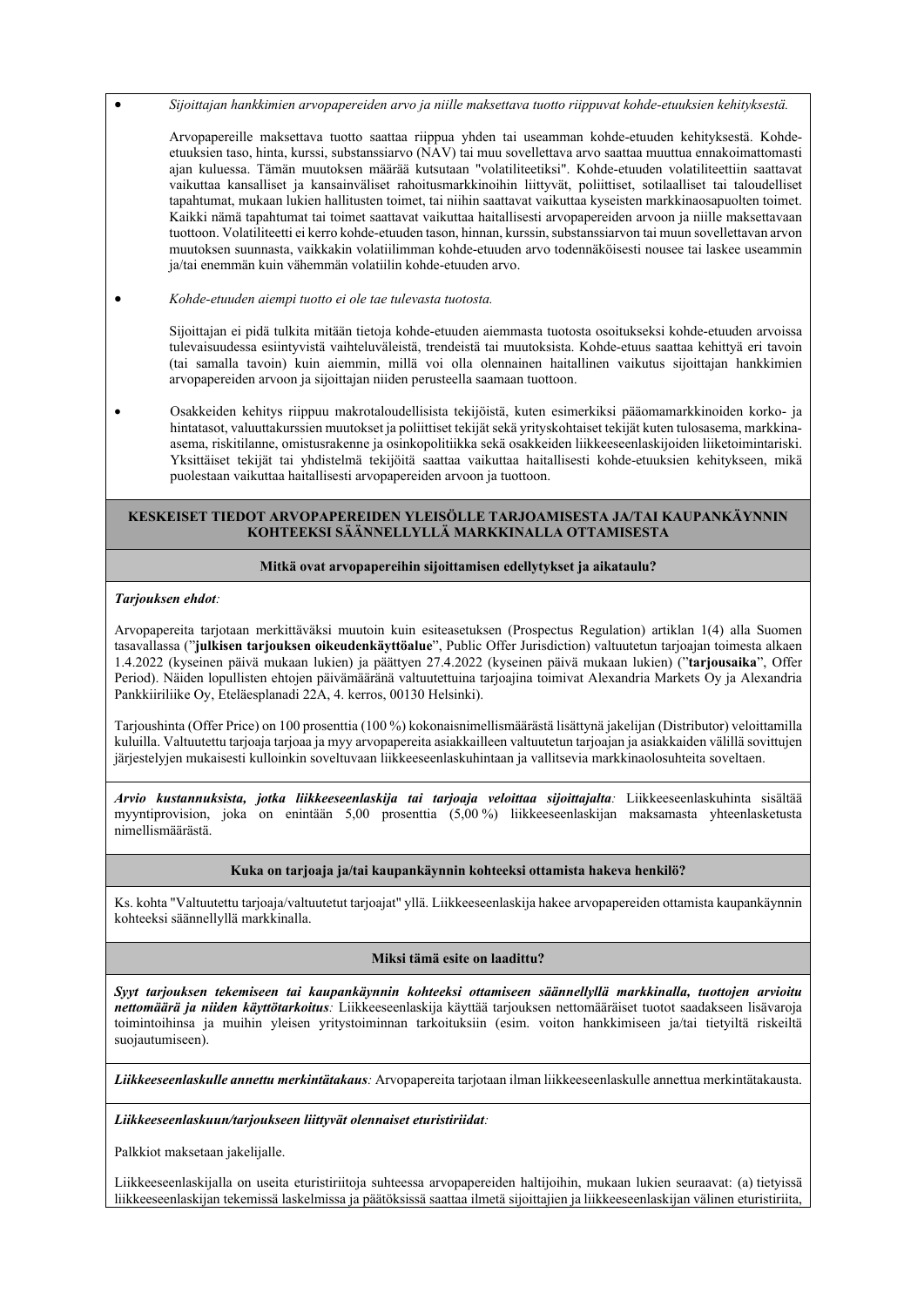- *Sijoittajan hankkimien arvopapereiden arvo ja niille maksettava tuotto riippuvat kohde-etuuksien kehityksestä.*

  Arvopapereille maksettava tuotto saattaa riippua yhden tai useamman kohde-etuuden kehityksestä. Kohde-etuuksien taso, hinta, kurssi, substanssiarvo (NAV) tai muu sovellettava arvo saattaa muuttua ennakoimattomasti ajan kuluessa. Tämän muutoksen määrää kutsutaan "volatiliteetiksi". Kohde-etuuden volatiliteettiin saattavat vaikuttaa kansalliset ja kansainväliset rahoitusmarkkinoihin liittyvät, poliittiset, sotilaalliset tai taloudelliset tapahtumat, mukaan lukien hallitusten toimet, tai niihin saattavat vaikuttaa kyseisten markkinaosapuolten toimet. Kaikki nämä tapahtumat tai toimet saattavat vaikuttaa haitallisesti arvopapereiden arvoon ja niille maksettavaan tuottoon. Volatiliteetti ei kerro kohde-etuuden tason, hinnan, kurssin, substanssiarvon tai muun sovellettavan arvon muutoksen suunnasta, vaikkakin volatiilimman kohde-etuuden arvo todennäköisesti nousee tai laskee useammin ja/tai enemmän kuin vähemmän volatiilin kohde-etuuden arvo.

- *Kohde-etuuden aiempi tuotto ei ole tae tulevasta tuotosta.*

  Sijoittajan ei pidä tulkita mitään tietoja kohde-etuuden aiemmasta tuotosta osoitukseksi kohde-etuuden arvoissa tulevaisuudessa esiintyvistä vaihteluväleistä, trendeistä tai muutoksista. Kohde-etuus saattaa kehittyä eri tavoin (tai samalla tavoin) kuin aiemmin, millä voi olla olennainen haitallinen vaikutus sijoittajan hankkimien arvopapereiden arvoon ja sijoittajan niiden perusteella saamaan tuottoon.

- Osakkeiden kehitys riippuu makrotaloudellisista tekijöistä, kuten esimerkiksi pääomamarkkinoiden korko- ja hintatasot, valuuttakurssien muutokset ja poliittiset tekijät sekä yrityskohtaiset tekijät kuten tulosasema, markkina-asema, riskitilanne, omistusrakenne ja osinkopolitiikka sekä osakkeiden liikkeeseenlaskijoiden liiketoimintariski. Yksittäiset tekijät tai yhdistelmä tekijöitä saattaa vaikuttaa haitallisesti kohde-etuuksien kehitykseen, mikä puolestaan vaikuttaa haitallisesti arvopapereiden arvoon ja tuottoon.

## KESKEISET TIEDOT ARVOPAPEREIDEN YLEISÖLLE TARJOAMISESTA JA/TAI KAUPANKÄYNNIN KOHTEEKSI SÄÄNNELLYLLÄ MARKKINALLA OTTAMISESTA

### Mitkä ovat arvopapereihin sijoittamisen edellytykset ja aikataulu?

***Tarjouksen ehdot*:**

Arvopapereita tarjotaan merkittäväksi muutoin kuin esiteasetuksen (Prospectus Regulation) artiklan 1(4) alla Suomen tasavallassa (”**julkisen tarjouksen oikeudenkäyttöalue**”, Public Offer Jurisdiction) valtuutetun tarjoajan toimesta alkaen 1.4.2022 (kyseinen päivä mukaan lukien) ja päättyen 27.4.2022 (kyseinen päivä mukaan lukien) (”**tarjousaika**”, Offer Period). Näiden lopullisten ehtojen päivämääränä valtuutettuina tarjoajina toimivat Alexandria Markets Oy ja Alexandria Pankkiiriliike Oy, Eteläesplanadi 22A, 4. kerros, 00130 Helsinki).

Tarjoushinta (Offer Price) on 100 prosenttia (100 %) kokonaisnimellismäärästä lisättynä jakelijan (Distributor) veloittamilla kuluilla. Valtuutettu tarjoaja tarjoaa ja myy arvopapereita asiakkailleen valtuutetun tarjoajan ja asiakkaiden välillä sovittujen järjestelyjen mukaisesti kulloinkin soveltuvaan liikkeeseenlaskuhintaan ja vallitsevia markkinaolosuhteita soveltaen.

***Arvio kustannuksista, jotka liikkeeseenlaskija tai tarjoaja veloittaa sijoittajalta*:** Liikkeeseenlaskuhinta sisältää myyntiprovision, joka on enintään 5,00 prosenttia (5,00 %) liikkeeseenlaskijan maksamasta yhteenlasketusta nimellismäärästä.

### Kuka on tarjoaja ja/tai kaupankäynnin kohteeksi ottamista hakeva henkilö?

Ks. kohta "Valtuutettu tarjoaja/valtuutetut tarjoajat" yllä. Liikkeeseenlaskija hakee arvopapereiden ottamista kaupankäynnin kohteeksi säännellyllä markkinalla.

### Miksi tämä esite on laadittu?

***Syyt tarjouksen tekemiseen tai kaupankäynnin kohteeksi ottamiseen säännellyllä markkinalla, tuottojen arvioitu nettomäärä ja niiden käyttötarkoitus*:** Liikkeeseenlaskija käyttää tarjouksen nettomääräiset tuotot saadakseen lisävaroja toimintoihinsa ja muihin yleisen yritystoiminnan tarkoituksiin (esim. voiton hankkimiseen ja/tai tietyiltä riskeiltä suojautumiseen).

***Liikkeeseenlaskulle annettu merkintätakaus*:** Arvopapereita tarjotaan ilman liikkeeseenlaskulle annettua merkintätakausta.

***Liikkeeseenlaskuun/tarjoukseen liittyvät olennaiset eturistiriidat*:**

Palkkiot maksetaan jakelijalle.

Liikkeeseenlaskijalla on useita eturistiriitoja suhteessa arvopapereiden haltijoihin, mukaan lukien seuraavat: (a) tietyissä liikkeeseenlaskijan tekemissä laskelmissa ja päätöksissä saattaa ilmetä sijoittajien ja liikkeeseenlaskijan välinen eturistiriita,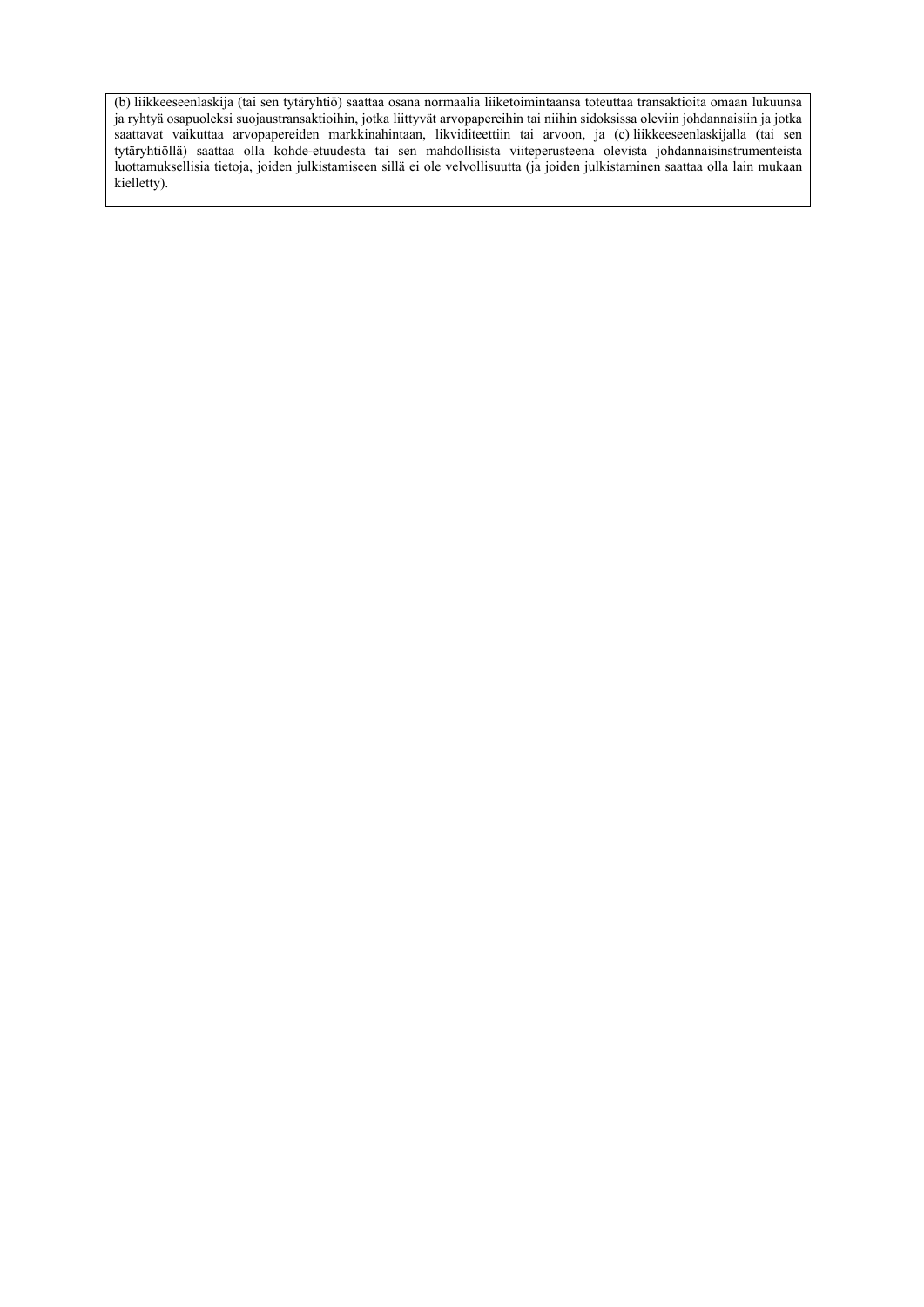(b) liikkeeseenlaskija (tai sen tytäryhtiö) saattaa osana normaalia liiketoimintaansa toteuttaa transaktioita omaan lukuunsa ja ryhtyä osapuoleksi suojaustransaktioihin, jotka liittyvät arvopapereihin tai niihin sidoksissa oleviin johdannaisiin ja jotka saattavat vaikuttaa arvopapereiden markkinahintaan, likviditeettiin tai arvoon, ja (c) liikkeeseenlaskijalla (tai sen tytäryhtiöllä) saattaa olla kohde-etuudesta tai sen mahdollisista viiteperusteena olevista johdannaisinstrumenteista luottamuksellisia tietoja, joiden julkistamiseen sillä ei ole velvollisuutta (ja joiden julkistaminen saattaa olla lain mukaan kielletty).